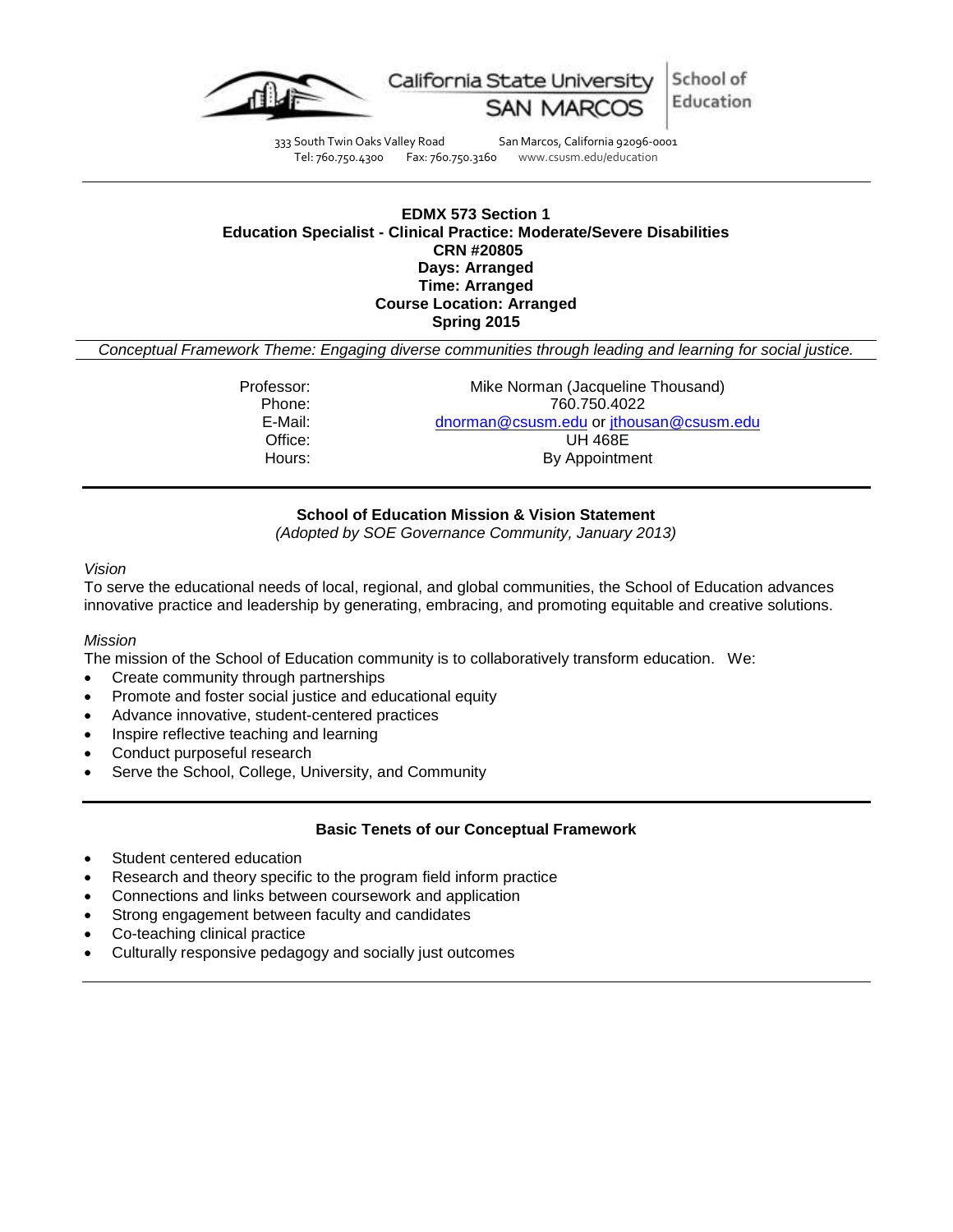California State University SAN MARCOS | School of Education

333 South Twin Oaks Valley Road San Marcos, California 92096-0001
Tel: 760.750.4300 Fax: 760.750.3160 www.csusm.edu/education

---

**EDMX 573 Section 1**
**Education Specialist - Clinical Practice: Moderate/Severe Disabilities**
**CRN #20805**
**Days: Arranged**
**Time: Arranged**
**Course Location: Arranged**
**Spring 2015**

*Conceptual Framework Theme: Engaging diverse communities through leading and learning for social justice.*

| | |
|---|---|
| Professor: | Mike Norman (Jacqueline Thousand) |
| Phone: | 760.750.4022 |
| E-Mail: | dnorman@csusm.edu or jthousan@csusm.edu |
| Office: | UH 468E |
| Hours: | By Appointment |

---

## School of Education Mission & Vision Statement

*(Adopted by SOE Governance Community, January 2013)*

*Vision*

To serve the educational needs of local, regional, and global communities, the School of Education advances innovative practice and leadership by generating, embracing, and promoting equitable and creative solutions.

*Mission*

The mission of the School of Education community is to collaboratively transform education. We:

- Create community through partnerships
- Promote and foster social justice and educational equity
- Advance innovative, student-centered practices
- Inspire reflective teaching and learning
- Conduct purposeful research
- Serve the School, College, University, and Community

---

## Basic Tenets of our Conceptual Framework

- Student centered education
- Research and theory specific to the program field inform practice
- Connections and links between coursework and application
- Strong engagement between faculty and candidates
- Co-teaching clinical practice
- Culturally responsive pedagogy and socially just outcomes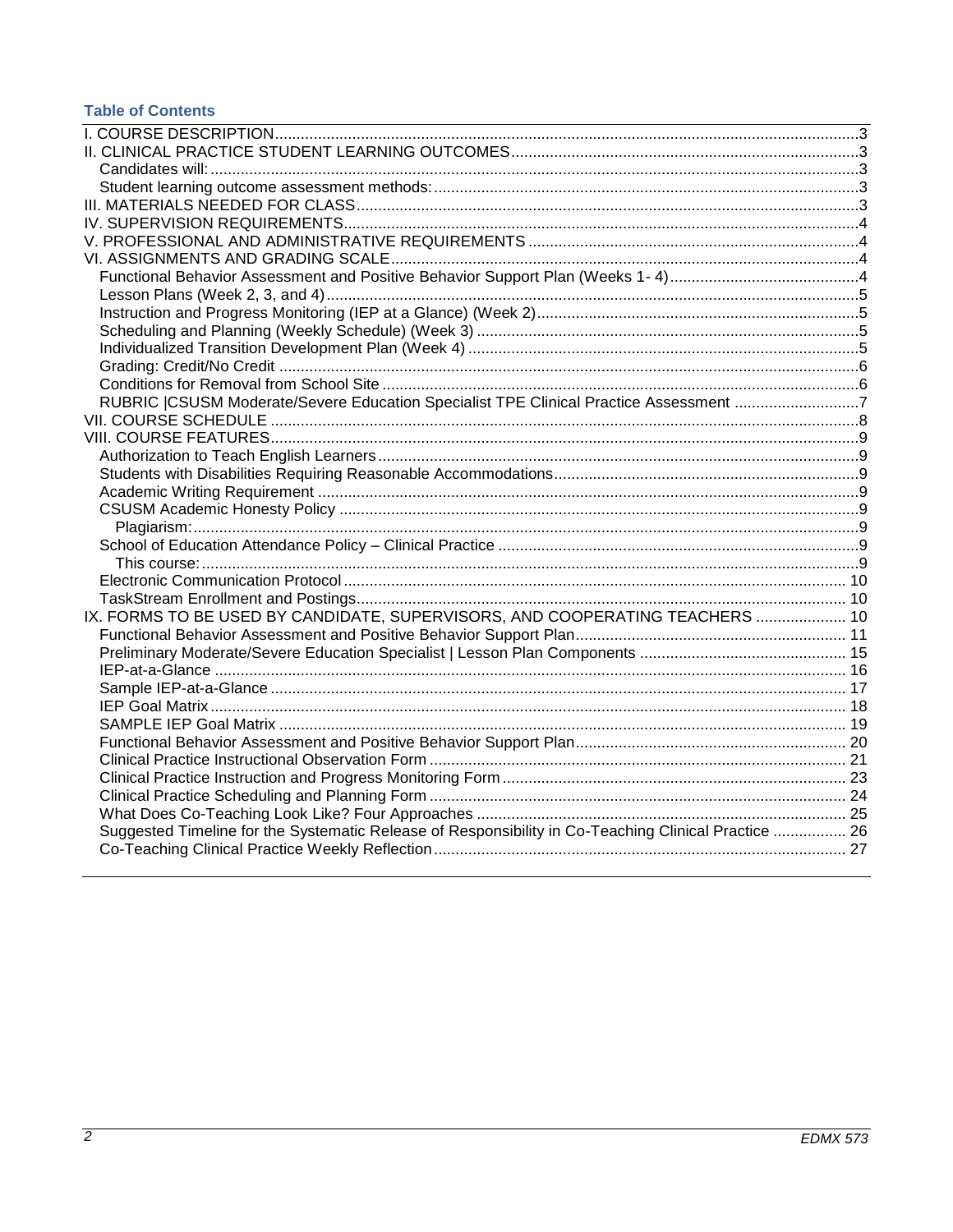**Table of Contents**

I. COURSE DESCRIPTION .......... 3
II. CLINICAL PRACTICE STUDENT LEARNING OUTCOMES .......... 3
  Candidates will: .......... 3
  Student learning outcome assessment methods: .......... 3
III. MATERIALS NEEDED FOR CLASS .......... 3
IV. SUPERVISION REQUIREMENTS .......... 4
V. PROFESSIONAL AND ADMINISTRATIVE REQUIREMENTS .......... 4
VI. ASSIGNMENTS AND GRADING SCALE .......... 4
  Functional Behavior Assessment and Positive Behavior Support Plan (Weeks 1- 4) .......... 4
  Lesson Plans (Week 2, 3, and 4) .......... 5
  Instruction and Progress Monitoring (IEP at a Glance) (Week 2) .......... 5
  Scheduling and Planning (Weekly Schedule) (Week 3) .......... 5
  Individualized Transition Development Plan (Week 4) .......... 5
  Grading: Credit/No Credit .......... 6
  Conditions for Removal from School Site .......... 6
  RUBRIC |CSUSM Moderate/Severe Education Specialist TPE Clinical Practice Assessment .......... 7
VII. COURSE SCHEDULE .......... 8
VIII. COURSE FEATURES .......... 9
  Authorization to Teach English Learners .......... 9
  Students with Disabilities Requiring Reasonable Accommodations .......... 9
  Academic Writing Requirement .......... 9
  CSUSM Academic Honesty Policy .......... 9
    Plagiarism: .......... 9
  School of Education Attendance Policy – Clinical Practice .......... 9
    This course: .......... 9
  Electronic Communication Protocol .......... 10
  TaskStream Enrollment and Postings .......... 10
IX. FORMS TO BE USED BY CANDIDATE, SUPERVISORS, AND COOPERATING TEACHERS .......... 10
  Functional Behavior Assessment and Positive Behavior Support Plan .......... 11
  Preliminary Moderate/Severe Education Specialist | Lesson Plan Components .......... 15
  IEP-at-a-Glance .......... 16
  Sample IEP-at-a-Glance .......... 17
  IEP Goal Matrix .......... 18
  SAMPLE IEP Goal Matrix .......... 19
  Functional Behavior Assessment and Positive Behavior Support Plan .......... 20
  Clinical Practice Instructional Observation Form .......... 21
  Clinical Practice Instruction and Progress Monitoring Form .......... 23
  Clinical Practice Scheduling and Planning Form .......... 24
  What Does Co-Teaching Look Like? Four Approaches .......... 25
  Suggested Timeline for the Systematic Release of Responsibility in Co-Teaching Clinical Practice .......... 26
  Co-Teaching Clinical Practice Weekly Reflection .......... 27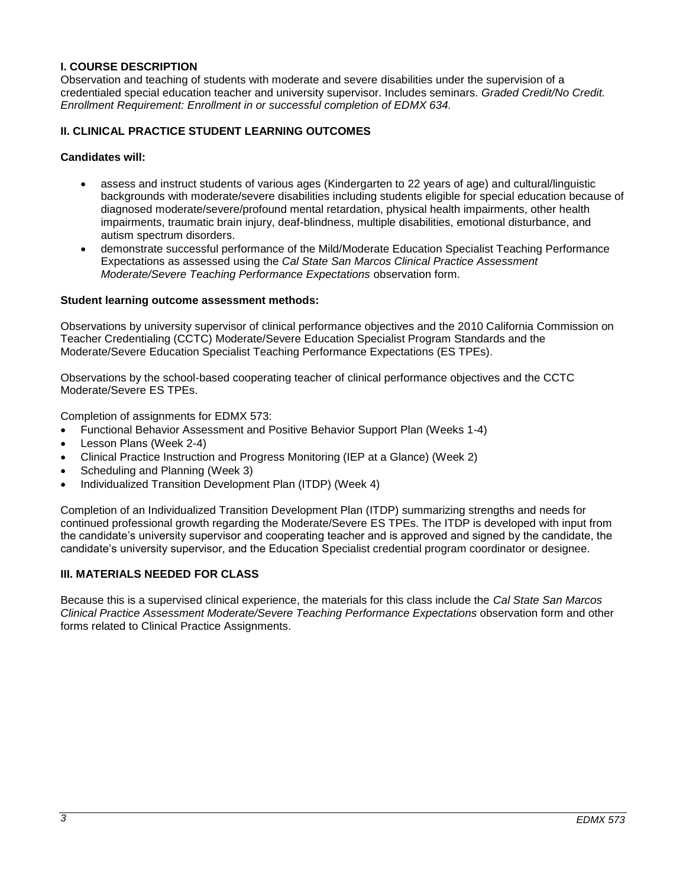## I. COURSE DESCRIPTION

Observation and teaching of students with moderate and severe disabilities under the supervision of a credentialed special education teacher and university supervisor. Includes seminars. *Graded Credit/No Credit. Enrollment Requirement: Enrollment in or successful completion of EDMX 634.*

## II. CLINICAL PRACTICE STUDENT LEARNING OUTCOMES

**Candidates will:**

- assess and instruct students of various ages (Kindergarten to 22 years of age) and cultural/linguistic backgrounds with moderate/severe disabilities including students eligible for special education because of diagnosed moderate/severe/profound mental retardation, physical health impairments, other health impairments, traumatic brain injury, deaf-blindness, multiple disabilities, emotional disturbance, and autism spectrum disorders.
- demonstrate successful performance of the Mild/Moderate Education Specialist Teaching Performance Expectations as assessed using the *Cal State San Marcos Clinical Practice Assessment Moderate/Severe Teaching Performance Expectations* observation form.

**Student learning outcome assessment methods:**

Observations by university supervisor of clinical performance objectives and the 2010 California Commission on Teacher Credentialing (CCTC) Moderate/Severe Education Specialist Program Standards and the Moderate/Severe Education Specialist Teaching Performance Expectations (ES TPEs).

Observations by the school-based cooperating teacher of clinical performance objectives and the CCTC Moderate/Severe ES TPEs.

Completion of assignments for EDMX 573:

- Functional Behavior Assessment and Positive Behavior Support Plan (Weeks 1-4)
- Lesson Plans (Week 2-4)
- Clinical Practice Instruction and Progress Monitoring (IEP at a Glance) (Week 2)
- Scheduling and Planning (Week 3)
- Individualized Transition Development Plan (ITDP) (Week 4)

Completion of an Individualized Transition Development Plan (ITDP) summarizing strengths and needs for continued professional growth regarding the Moderate/Severe ES TPEs. The ITDP is developed with input from the candidate's university supervisor and cooperating teacher and is approved and signed by the candidate, the candidate's university supervisor, and the Education Specialist credential program coordinator or designee.

## III. MATERIALS NEEDED FOR CLASS

Because this is a supervised clinical experience, the materials for this class include the *Cal State San Marcos Clinical Practice Assessment Moderate/Severe Teaching Performance Expectations* observation form and other forms related to Clinical Practice Assignments.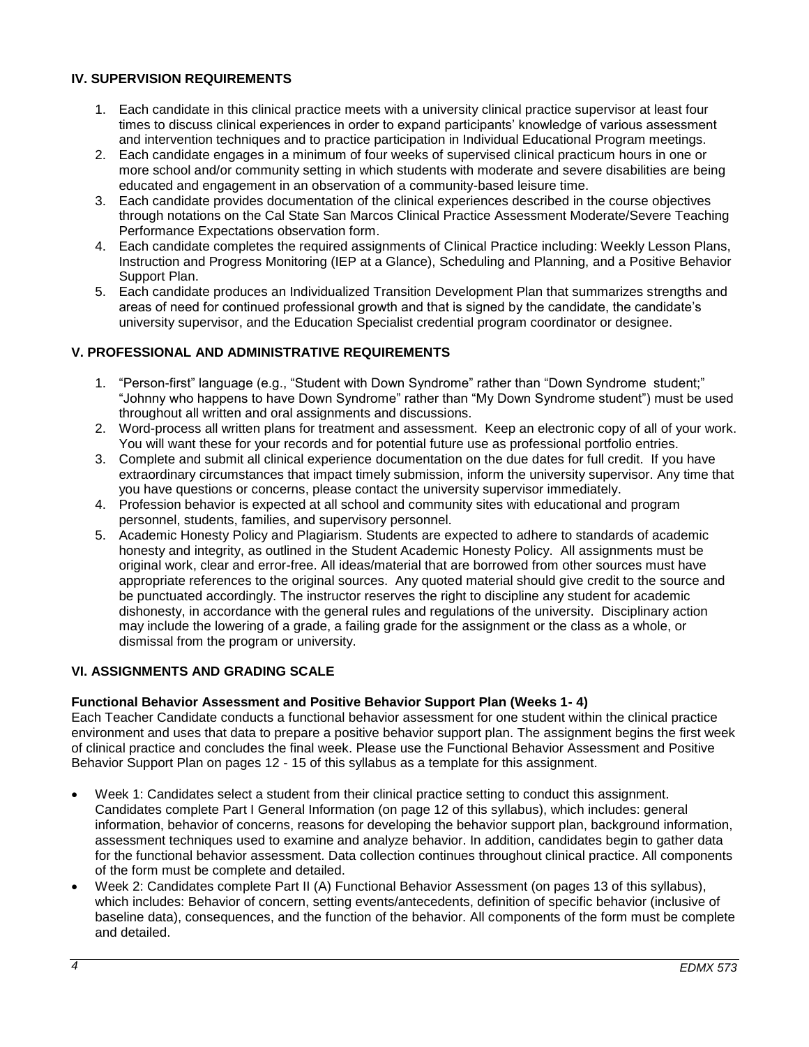## IV. SUPERVISION REQUIREMENTS

1. Each candidate in this clinical practice meets with a university clinical practice supervisor at least four times to discuss clinical experiences in order to expand participants' knowledge of various assessment and intervention techniques and to practice participation in Individual Educational Program meetings.
2. Each candidate engages in a minimum of four weeks of supervised clinical practicum hours in one or more school and/or community setting in which students with moderate and severe disabilities are being educated and engagement in an observation of a community-based leisure time.
3. Each candidate provides documentation of the clinical experiences described in the course objectives through notations on the Cal State San Marcos Clinical Practice Assessment Moderate/Severe Teaching Performance Expectations observation form.
4. Each candidate completes the required assignments of Clinical Practice including: Weekly Lesson Plans, Instruction and Progress Monitoring (IEP at a Glance), Scheduling and Planning, and a Positive Behavior Support Plan.
5. Each candidate produces an Individualized Transition Development Plan that summarizes strengths and areas of need for continued professional growth and that is signed by the candidate, the candidate's university supervisor, and the Education Specialist credential program coordinator or designee.

## V. PROFESSIONAL AND ADMINISTRATIVE REQUIREMENTS

1. "Person-first" language (e.g., "Student with Down Syndrome" rather than "Down Syndrome student;" "Johnny who happens to have Down Syndrome" rather than "My Down Syndrome student") must be used throughout all written and oral assignments and discussions.
2. Word-process all written plans for treatment and assessment. Keep an electronic copy of all of your work. You will want these for your records and for potential future use as professional portfolio entries.
3. Complete and submit all clinical experience documentation on the due dates for full credit. If you have extraordinary circumstances that impact timely submission, inform the university supervisor. Any time that you have questions or concerns, please contact the university supervisor immediately.
4. Profession behavior is expected at all school and community sites with educational and program personnel, students, families, and supervisory personnel.
5. Academic Honesty Policy and Plagiarism. Students are expected to adhere to standards of academic honesty and integrity, as outlined in the Student Academic Honesty Policy. All assignments must be original work, clear and error-free. All ideas/material that are borrowed from other sources must have appropriate references to the original sources. Any quoted material should give credit to the source and be punctuated accordingly. The instructor reserves the right to discipline any student for academic dishonesty, in accordance with the general rules and regulations of the university. Disciplinary action may include the lowering of a grade, a failing grade for the assignment or the class as a whole, or dismissal from the program or university.

## VI. ASSIGNMENTS AND GRADING SCALE

### Functional Behavior Assessment and Positive Behavior Support Plan (Weeks 1- 4)

Each Teacher Candidate conducts a functional behavior assessment for one student within the clinical practice environment and uses that data to prepare a positive behavior support plan. The assignment begins the first week of clinical practice and concludes the final week. Please use the Functional Behavior Assessment and Positive Behavior Support Plan on pages 12 - 15 of this syllabus as a template for this assignment.

- Week 1: Candidates select a student from their clinical practice setting to conduct this assignment. Candidates complete Part I General Information (on page 12 of this syllabus), which includes: general information, behavior of concerns, reasons for developing the behavior support plan, background information, assessment techniques used to examine and analyze behavior. In addition, candidates begin to gather data for the functional behavior assessment. Data collection continues throughout clinical practice. All components of the form must be complete and detailed.
- Week 2: Candidates complete Part II (A) Functional Behavior Assessment (on pages 13 of this syllabus), which includes: Behavior of concern, setting events/antecedents, definition of specific behavior (inclusive of baseline data), consequences, and the function of the behavior. All components of the form must be complete and detailed.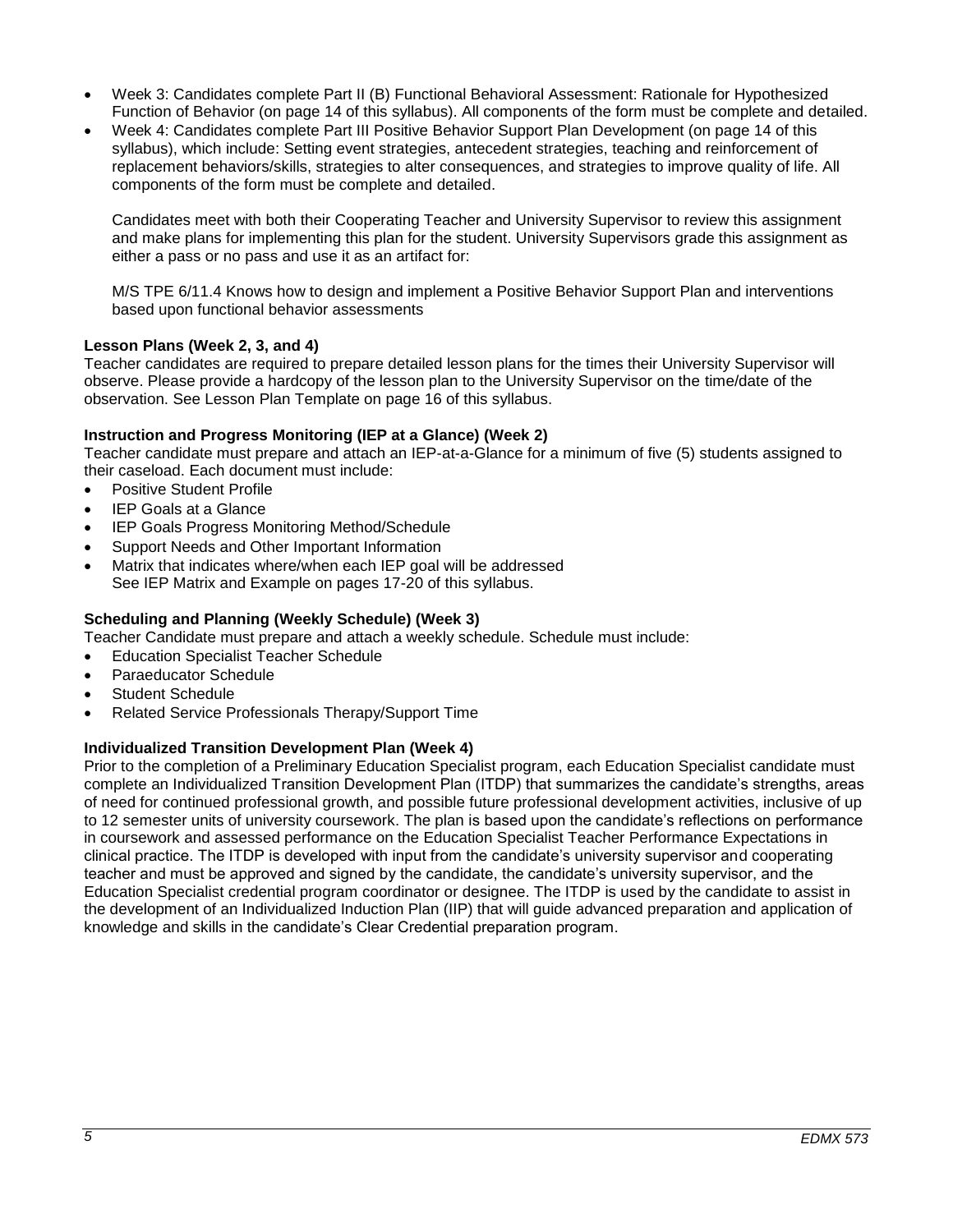- Week 3: Candidates complete Part II (B) Functional Behavioral Assessment: Rationale for Hypothesized Function of Behavior (on page 14 of this syllabus). All components of the form must be complete and detailed.
- Week 4: Candidates complete Part III Positive Behavior Support Plan Development (on page 14 of this syllabus), which include: Setting event strategies, antecedent strategies, teaching and reinforcement of replacement behaviors/skills, strategies to alter consequences, and strategies to improve quality of life. All components of the form must be complete and detailed.

  Candidates meet with both their Cooperating Teacher and University Supervisor to review this assignment and make plans for implementing this plan for the student. University Supervisors grade this assignment as either a pass or no pass and use it as an artifact for:

  M/S TPE 6/11.4 Knows how to design and implement a Positive Behavior Support Plan and interventions based upon functional behavior assessments

**Lesson Plans (Week 2, 3, and 4)**

Teacher candidates are required to prepare detailed lesson plans for the times their University Supervisor will observe. Please provide a hardcopy of the lesson plan to the University Supervisor on the time/date of the observation. See Lesson Plan Template on page 16 of this syllabus.

**Instruction and Progress Monitoring (IEP at a Glance) (Week 2)**

Teacher candidate must prepare and attach an IEP-at-a-Glance for a minimum of five (5) students assigned to their caseload. Each document must include:

- Positive Student Profile
- IEP Goals at a Glance
- IEP Goals Progress Monitoring Method/Schedule
- Support Needs and Other Important Information
- Matrix that indicates where/when each IEP goal will be addressed
  See IEP Matrix and Example on pages 17-20 of this syllabus.

**Scheduling and Planning (Weekly Schedule) (Week 3)**

Teacher Candidate must prepare and attach a weekly schedule. Schedule must include:

- Education Specialist Teacher Schedule
- Paraeducator Schedule
- Student Schedule
- Related Service Professionals Therapy/Support Time

**Individualized Transition Development Plan (Week 4)**

Prior to the completion of a Preliminary Education Specialist program, each Education Specialist candidate must complete an Individualized Transition Development Plan (ITDP) that summarizes the candidate's strengths, areas of need for continued professional growth, and possible future professional development activities, inclusive of up to 12 semester units of university coursework. The plan is based upon the candidate's reflections on performance in coursework and assessed performance on the Education Specialist Teacher Performance Expectations in clinical practice. The ITDP is developed with input from the candidate's university supervisor and cooperating teacher and must be approved and signed by the candidate, the candidate's university supervisor, and the Education Specialist credential program coordinator or designee. The ITDP is used by the candidate to assist in the development of an Individualized Induction Plan (IIP) that will guide advanced preparation and application of knowledge and skills in the candidate's Clear Credential preparation program.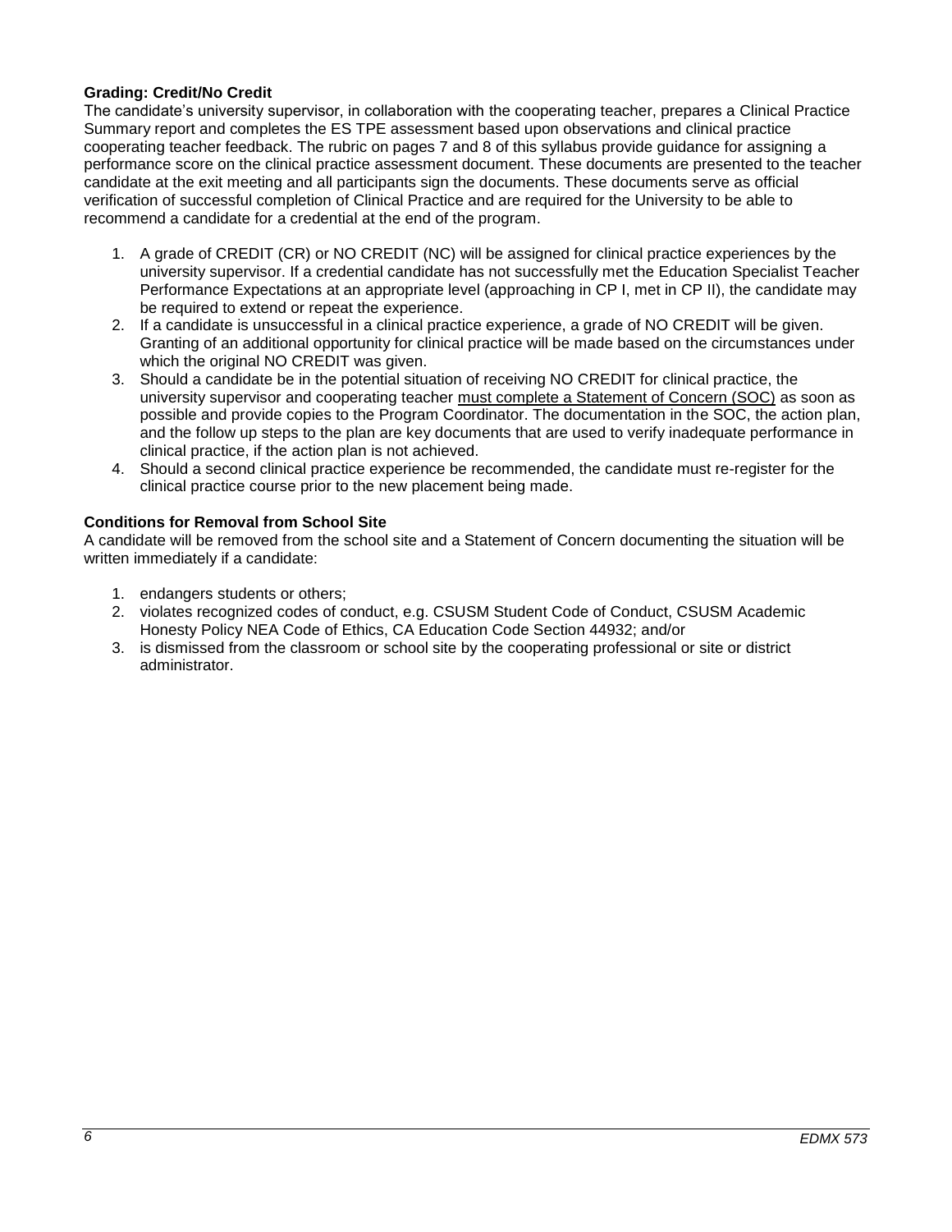**Grading: Credit/No Credit**

The candidate's university supervisor, in collaboration with the cooperating teacher, prepares a Clinical Practice Summary report and completes the ES TPE assessment based upon observations and clinical practice cooperating teacher feedback. The rubric on pages 7 and 8 of this syllabus provide guidance for assigning a performance score on the clinical practice assessment document. These documents are presented to the teacher candidate at the exit meeting and all participants sign the documents. These documents serve as official verification of successful completion of Clinical Practice and are required for the University to be able to recommend a candidate for a credential at the end of the program.

1. A grade of CREDIT (CR) or NO CREDIT (NC) will be assigned for clinical practice experiences by the university supervisor. If a credential candidate has not successfully met the Education Specialist Teacher Performance Expectations at an appropriate level (approaching in CP I, met in CP II), the candidate may be required to extend or repeat the experience.
2. If a candidate is unsuccessful in a clinical practice experience, a grade of NO CREDIT will be given. Granting of an additional opportunity for clinical practice will be made based on the circumstances under which the original NO CREDIT was given.
3. Should a candidate be in the potential situation of receiving NO CREDIT for clinical practice, the university supervisor and cooperating teacher must complete a Statement of Concern (SOC) as soon as possible and provide copies to the Program Coordinator. The documentation in the SOC, the action plan, and the follow up steps to the plan are key documents that are used to verify inadequate performance in clinical practice, if the action plan is not achieved.
4. Should a second clinical practice experience be recommended, the candidate must re-register for the clinical practice course prior to the new placement being made.

**Conditions for Removal from School Site**

A candidate will be removed from the school site and a Statement of Concern documenting the situation will be written immediately if a candidate:

1. endangers students or others;
2. violates recognized codes of conduct, e.g. CSUSM Student Code of Conduct, CSUSM Academic Honesty Policy NEA Code of Ethics, CA Education Code Section 44932; and/or
3. is dismissed from the classroom or school site by the cooperating professional or site or district administrator.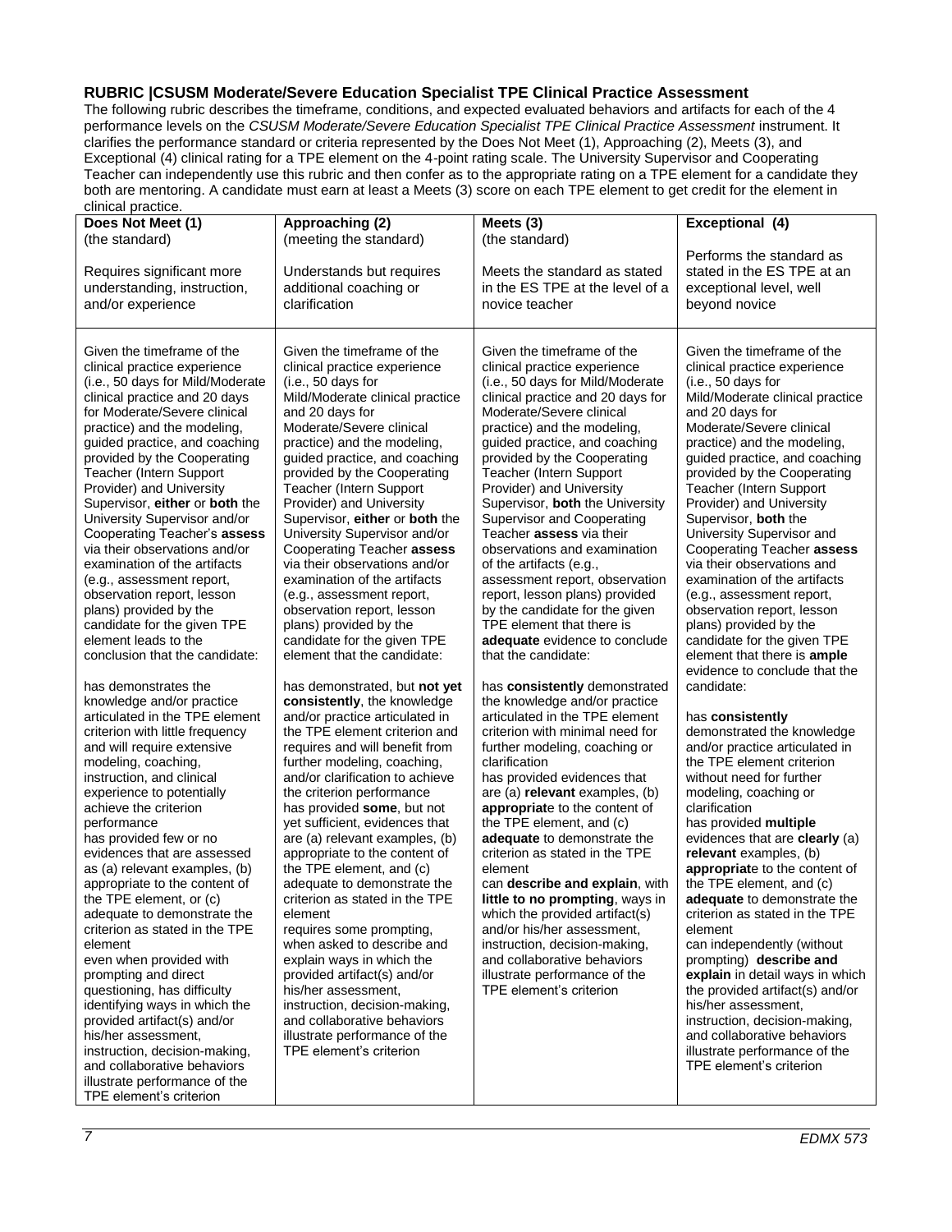**RUBRIC |CSUSM Moderate/Severe Education Specialist TPE Clinical Practice Assessment**

The following rubric describes the timeframe, conditions, and expected evaluated behaviors and artifacts for each of the 4 performance levels on the *CSUSM Moderate/Severe Education Specialist TPE Clinical Practice Assessment* instrument. It clarifies the performance standard or criteria represented by the Does Not Meet (1), Approaching (2), Meets (3), and Exceptional (4) clinical rating for a TPE element on the 4-point rating scale. The University Supervisor and Cooperating Teacher can independently use this rubric and then confer as to the appropriate rating on a TPE element for a candidate they both are mentoring. A candidate must earn at least a Meets (3) score on each TPE element to get credit for the element in clinical practice.

| **Does Not Meet (1)** (the standard)<br><br>Requires significant more understanding, instruction, and/or experience | **Approaching (2)** (meeting the standard)<br><br>Understands but requires additional coaching or clarification | **Meets (3)** (the standard)<br><br>Meets the standard as stated in the ES TPE at the level of a novice teacher | **Exceptional (4)**<br><br>Performs the standard as stated in the ES TPE at an exceptional level, well beyond novice |
|---|---|---|---|
| Given the timeframe of the clinical practice experience (i.e., 50 days for Mild/Moderate clinical practice and 20 days for Moderate/Severe clinical practice) and the modeling, guided practice, and coaching provided by the Cooperating Teacher (Intern Support Provider) and University Supervisor, **either** or **both** the University Supervisor and/or Cooperating Teacher's **assess** via their observations and/or examination of the artifacts (e.g., assessment report, observation report, lesson plans) provided by the candidate for the given TPE element leads to the conclusion that the candidate:<br><br>has demonstrates the knowledge and/or practice articulated in the TPE element criterion with little frequency and will require extensive modeling, coaching, instruction, and clinical experience to potentially achieve the criterion performance<br>has provided few or no evidences that are assessed as (a) relevant examples, (b) appropriate to the content of the TPE element, or (c) adequate to demonstrate the criterion as stated in the TPE element<br>even when provided with prompting and direct questioning, has difficulty identifying ways in which the provided artifact(s) and/or his/her assessment, instruction, decision-making, and collaborative behaviors illustrate performance of the TPE element's criterion | Given the timeframe of the clinical practice experience (i.e., 50 days for Mild/Moderate clinical practice and 20 days for Moderate/Severe clinical practice) and the modeling, guided practice, and coaching provided by the Cooperating Teacher (Intern Support Provider) and University Supervisor, **either** or **both** the University Supervisor and/or Cooperating Teacher **assess** via their observations and/or examination of the artifacts (e.g., assessment report, observation report, lesson plans) provided by the candidate for the given TPE element that the candidate:<br><br>has demonstrated, but **not yet consistently**, the knowledge and/or practice articulated in the TPE element criterion and requires and will benefit from further modeling, coaching, and/or clarification to achieve the criterion performance<br>has provided **some**, but not yet sufficient, evidences that are (a) relevant examples, (b) appropriate to the content of the TPE element, and (c) adequate to demonstrate the criterion as stated in the TPE element<br>requires some prompting, when asked to describe and explain ways in which the provided artifact(s) and/or his/her assessment, instruction, decision-making, and collaborative behaviors illustrate performance of the TPE element's criterion | Given the timeframe of the clinical practice experience (i.e., 50 days for Mild/Moderate clinical practice and 20 days for Moderate/Severe clinical practice) and the modeling, guided practice, and coaching provided by the Cooperating Teacher (Intern Support Provider) and University Supervisor, **both** the University Supervisor and Cooperating Teacher **assess** via their observations and examination of the artifacts (e.g., assessment report, observation report, lesson plans) provided by the candidate for the given TPE element that there is **adequate** evidence to conclude that the candidate:<br><br>has **consistently** demonstrated the knowledge and/or practice articulated in the TPE element criterion with minimal need for further modeling, coaching or clarification<br>has provided evidences that are (a) **relevant** examples, (b) **appropriat**e to the content of the TPE element, and (c) **adequate** to demonstrate the criterion as stated in the TPE element<br>can **describe and explain**, with **little to no prompting**, ways in which the provided artifact(s) and/or his/her assessment, instruction, decision-making, and collaborative behaviors illustrate performance of the TPE element's criterion | Given the timeframe of the clinical practice experience (i.e., 50 days for Mild/Moderate clinical practice and 20 days for Moderate/Severe clinical practice) and the modeling, guided practice, and coaching provided by the Cooperating Teacher (Intern Support Provider) and University Supervisor, **both** the University Supervisor and Cooperating Teacher **assess** via their observations and examination of the artifacts (e.g., assessment report, observation report, lesson plans) provided by the candidate for the given TPE element that there is **ample** evidence to conclude that the candidate:<br><br>has **consistently** demonstrated the knowledge and/or practice articulated in the TPE element criterion without need for further modeling, coaching or clarification<br>has provided **multiple** evidences that are **clearly** (a) **relevant** examples, (b) **appropriat**e to the content of the TPE element, and (c) **adequate** to demonstrate the criterion as stated in the TPE element<br>can independently (without prompting) **describe and explain** in detail ways in which the provided artifact(s) and/or his/her assessment, instruction, decision-making, and collaborative behaviors illustrate performance of the TPE element's criterion |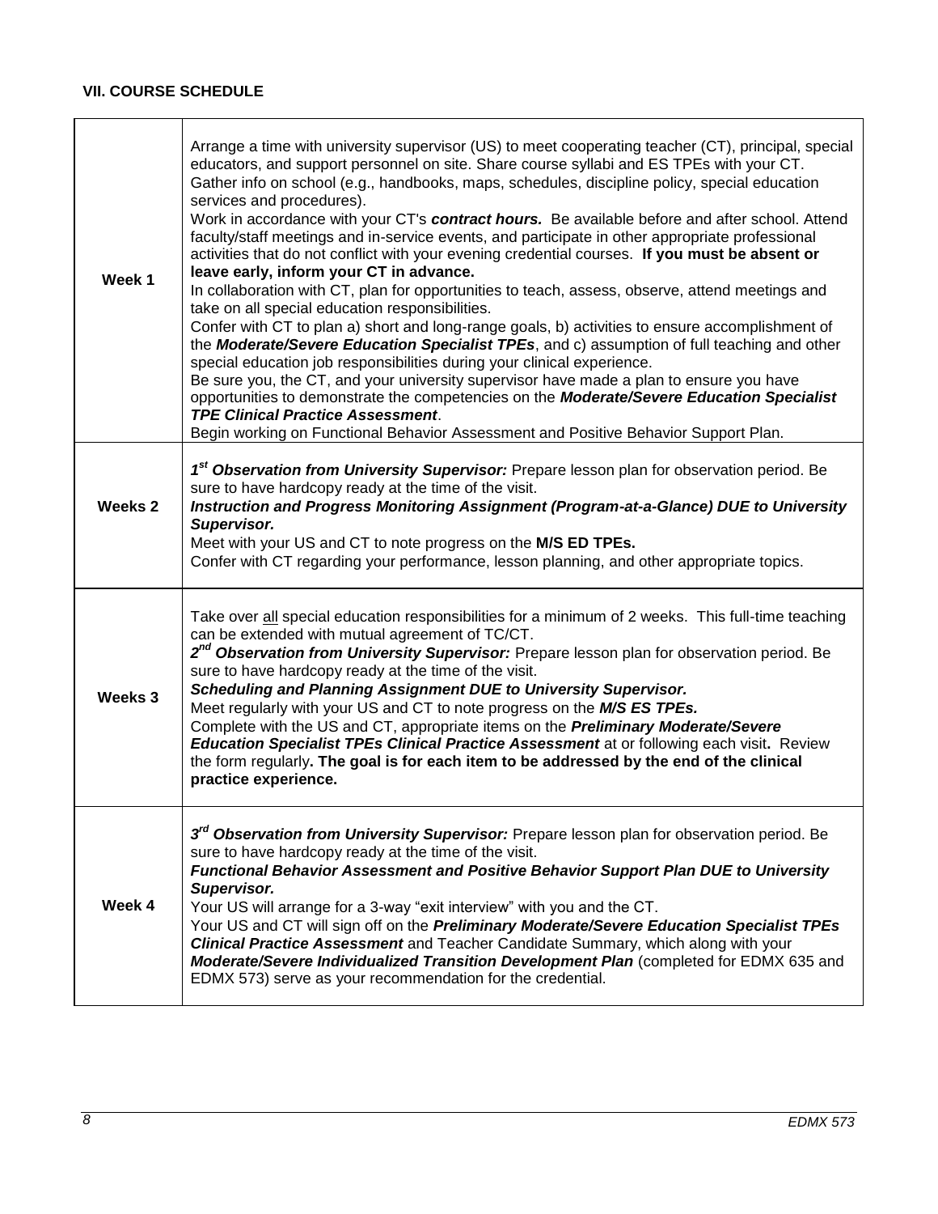### VII. COURSE SCHEDULE

| | |
|---|---|
| **Week 1** | Arrange a time with university supervisor (US) to meet cooperating teacher (CT), principal, special educators, and support personnel on site. Share course syllabi and ES TPEs with your CT. Gather info on school (e.g., handbooks, maps, schedules, discipline policy, special education services and procedures). Work in accordance with your CT's ***contract hours.*** Be available before and after school. Attend faculty/staff meetings and in-service events, and participate in other appropriate professional activities that do not conflict with your evening credential courses. **If you must be absent or leave early, inform your CT in advance.** In collaboration with CT, plan for opportunities to teach, assess, observe, attend meetings and take on all special education responsibilities. Confer with CT to plan a) short and long-range goals, b) activities to ensure accomplishment of the ***Moderate/Severe Education Specialist TPEs***, and c) assumption of full teaching and other special education job responsibilities during your clinical experience. Be sure you, the CT, and your university supervisor have made a plan to ensure you have opportunities to demonstrate the competencies on the ***Moderate/Severe Education Specialist TPE Clinical Practice Assessment***. Begin working on Functional Behavior Assessment and Positive Behavior Support Plan. |
| **Weeks 2** | ***1st Observation from University Supervisor:*** Prepare lesson plan for observation period. Be sure to have hardcopy ready at the time of the visit. ***Instruction and Progress Monitoring Assignment (Program-at-a-Glance) DUE to University Supervisor.*** Meet with your US and CT to note progress on the **M/S ED TPEs.** Confer with CT regarding your performance, lesson planning, and other appropriate topics. |
| **Weeks 3** | Take over all special education responsibilities for a minimum of 2 weeks. This full-time teaching can be extended with mutual agreement of TC/CT. ***2nd Observation from University Supervisor:*** Prepare lesson plan for observation period. Be sure to have hardcopy ready at the time of the visit. ***Scheduling and Planning Assignment DUE to University Supervisor.*** Meet regularly with your US and CT to note progress on the ***M/S ES TPEs.*** Complete with the US and CT, appropriate items on the ***Preliminary Moderate/Severe Education Specialist TPEs Clinical Practice Assessment*** at or following each visit**.** Review the form regularly**. The goal is for each item to be addressed by the end of the clinical practice experience.** |
| **Week 4** | ***3rd Observation from University Supervisor:*** Prepare lesson plan for observation period. Be sure to have hardcopy ready at the time of the visit. ***Functional Behavior Assessment and Positive Behavior Support Plan DUE to University Supervisor.*** Your US will arrange for a 3-way "exit interview" with you and the CT. Your US and CT will sign off on the ***Preliminary Moderate/Severe Education Specialist TPEs Clinical Practice Assessment*** and Teacher Candidate Summary, which along with your ***Moderate/Severe Individualized Transition Development Plan*** (completed for EDMX 635 and EDMX 573) serve as your recommendation for the credential. |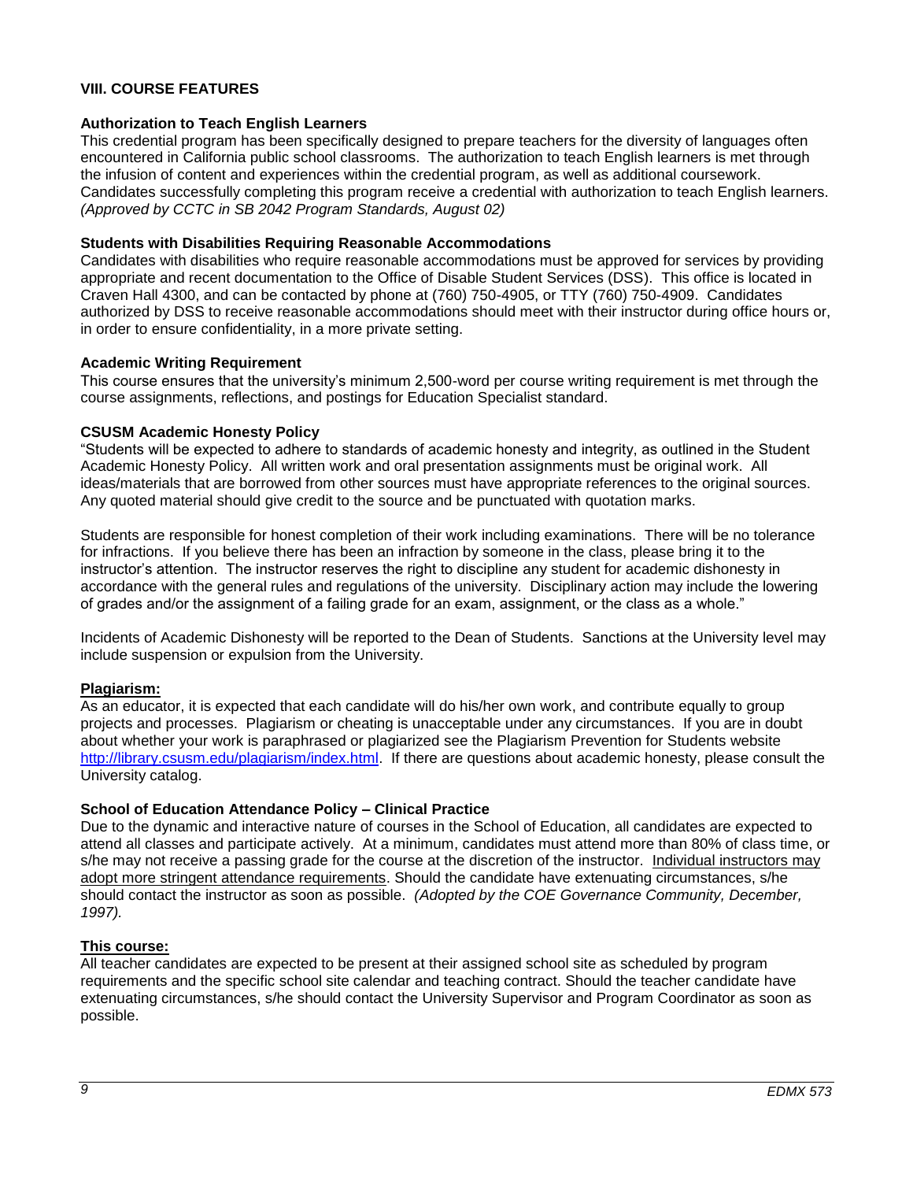## VIII. COURSE FEATURES

### Authorization to Teach English Learners

This credential program has been specifically designed to prepare teachers for the diversity of languages often encountered in California public school classrooms. The authorization to teach English learners is met through the infusion of content and experiences within the credential program, as well as additional coursework. Candidates successfully completing this program receive a credential with authorization to teach English learners. *(Approved by CCTC in SB 2042 Program Standards, August 02)*

### Students with Disabilities Requiring Reasonable Accommodations

Candidates with disabilities who require reasonable accommodations must be approved for services by providing appropriate and recent documentation to the Office of Disable Student Services (DSS). This office is located in Craven Hall 4300, and can be contacted by phone at (760) 750-4905, or TTY (760) 750-4909. Candidates authorized by DSS to receive reasonable accommodations should meet with their instructor during office hours or, in order to ensure confidentiality, in a more private setting.

### Academic Writing Requirement

This course ensures that the university's minimum 2,500-word per course writing requirement is met through the course assignments, reflections, and postings for Education Specialist standard.

### CSUSM Academic Honesty Policy

"Students will be expected to adhere to standards of academic honesty and integrity, as outlined in the Student Academic Honesty Policy. All written work and oral presentation assignments must be original work. All ideas/materials that are borrowed from other sources must have appropriate references to the original sources. Any quoted material should give credit to the source and be punctuated with quotation marks.

Students are responsible for honest completion of their work including examinations. There will be no tolerance for infractions. If you believe there has been an infraction by someone in the class, please bring it to the instructor's attention. The instructor reserves the right to discipline any student for academic dishonesty in accordance with the general rules and regulations of the university. Disciplinary action may include the lowering of grades and/or the assignment of a failing grade for an exam, assignment, or the class as a whole."

Incidents of Academic Dishonesty will be reported to the Dean of Students. Sanctions at the University level may include suspension or expulsion from the University.

**Plagiarism:**

As an educator, it is expected that each candidate will do his/her own work, and contribute equally to group projects and processes. Plagiarism or cheating is unacceptable under any circumstances. If you are in doubt about whether your work is paraphrased or plagiarized see the Plagiarism Prevention for Students website [http://library.csusm.edu/plagiarism/index.html](http://library.csusm.edu/plagiarism/index.html). If there are questions about academic honesty, please consult the University catalog.

### School of Education Attendance Policy – Clinical Practice

Due to the dynamic and interactive nature of courses in the School of Education, all candidates are expected to attend all classes and participate actively. At a minimum, candidates must attend more than 80% of class time, or s/he may not receive a passing grade for the course at the discretion of the instructor. Individual instructors may adopt more stringent attendance requirements. Should the candidate have extenuating circumstances, s/he should contact the instructor as soon as possible. *(Adopted by the COE Governance Community, December, 1997).*

**This course:**

All teacher candidates are expected to be present at their assigned school site as scheduled by program requirements and the specific school site calendar and teaching contract. Should the teacher candidate have extenuating circumstances, s/he should contact the University Supervisor and Program Coordinator as soon as possible.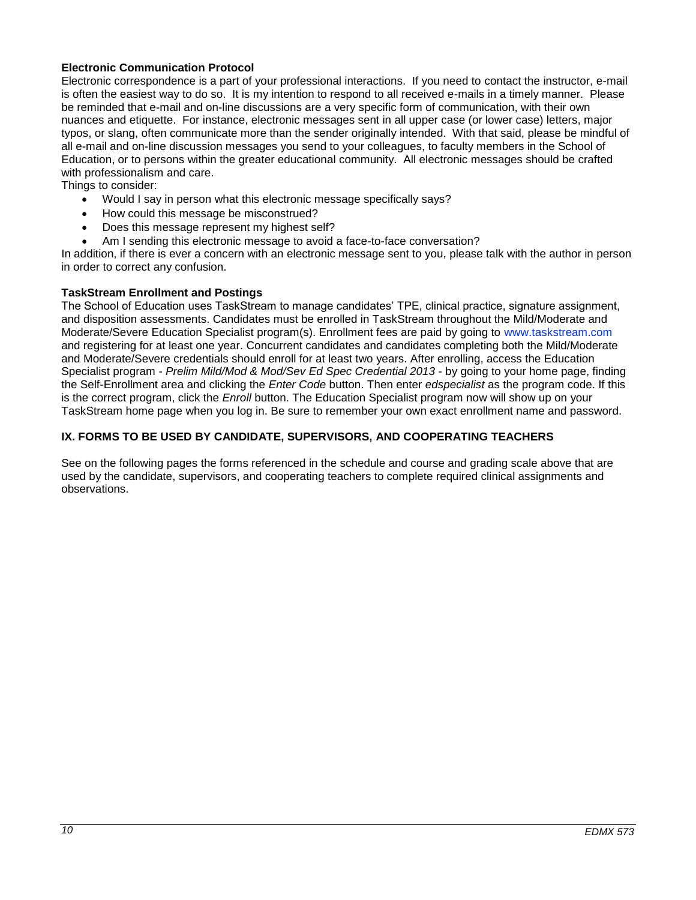### Electronic Communication Protocol

Electronic correspondence is a part of your professional interactions. If you need to contact the instructor, e-mail is often the easiest way to do so. It is my intention to respond to all received e-mails in a timely manner. Please be reminded that e-mail and on-line discussions are a very specific form of communication, with their own nuances and etiquette. For instance, electronic messages sent in all upper case (or lower case) letters, major typos, or slang, often communicate more than the sender originally intended. With that said, please be mindful of all e-mail and on-line discussion messages you send to your colleagues, to faculty members in the School of Education, or to persons within the greater educational community. All electronic messages should be crafted with professionalism and care.

Things to consider:

- Would I say in person what this electronic message specifically says?
- How could this message be misconstrued?
- Does this message represent my highest self?
- Am I sending this electronic message to avoid a face-to-face conversation?

In addition, if there is ever a concern with an electronic message sent to you, please talk with the author in person in order to correct any confusion.

### TaskStream Enrollment and Postings

The School of Education uses TaskStream to manage candidates' TPE, clinical practice, signature assignment, and disposition assessments. Candidates must be enrolled in TaskStream throughout the Mild/Moderate and Moderate/Severe Education Specialist program(s). Enrollment fees are paid by going to www.taskstream.com and registering for at least one year. Concurrent candidates and candidates completing both the Mild/Moderate and Moderate/Severe credentials should enroll for at least two years. After enrolling, access the Education Specialist program - *Prelim Mild/Mod & Mod/Sev Ed Spec Credential 2013* - by going to your home page, finding the Self-Enrollment area and clicking the *Enter Code* button. Then enter *edspecialist* as the program code. If this is the correct program, click the *Enroll* button. The Education Specialist program now will show up on your TaskStream home page when you log in. Be sure to remember your own exact enrollment name and password.

## IX. FORMS TO BE USED BY CANDIDATE, SUPERVISORS, AND COOPERATING TEACHERS

See on the following pages the forms referenced in the schedule and course and grading scale above that are used by the candidate, supervisors, and cooperating teachers to complete required clinical assignments and observations.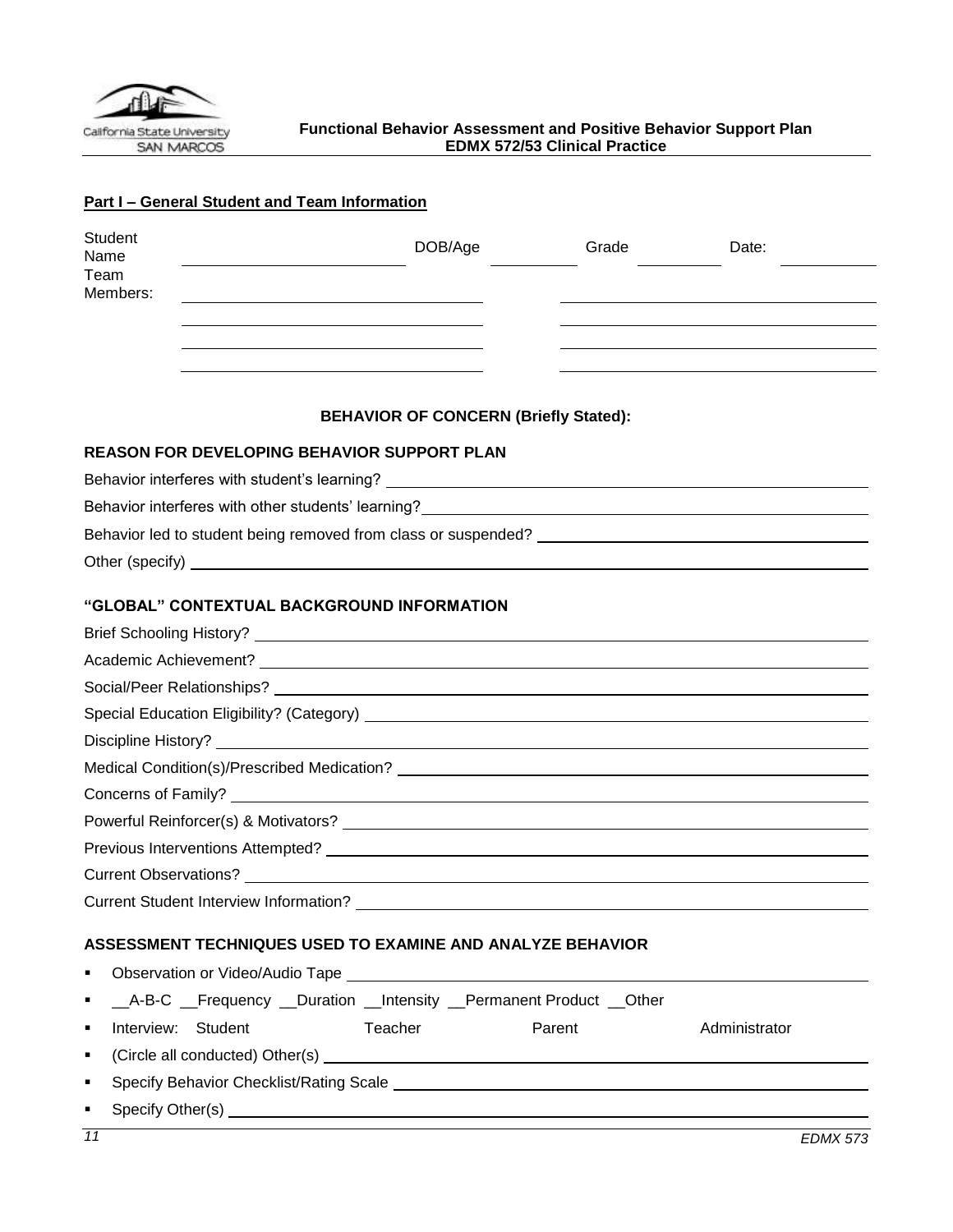**Functional Behavior Assessment and Positive Behavior Support Plan**
**EDMX 572/53 Clinical Practice**

## Part I – General Student and Team Information

Student Name ______________________ DOB/Age __________ Grade __________ Date: __________

Team Members: ______________________ ______________________

______________________ ______________________

______________________ ______________________

______________________ ______________________

**BEHAVIOR OF CONCERN (Briefly Stated):**

### REASON FOR DEVELOPING BEHAVIOR SUPPORT PLAN

Behavior interferes with student's learning? ______________________

Behavior interferes with other students' learning? ______________________

Behavior led to student being removed from class or suspended? ______________________

Other (specify) ______________________

### "GLOBAL" CONTEXTUAL BACKGROUND INFORMATION

Brief Schooling History? ______________________

Academic Achievement? ______________________

Social/Peer Relationships? ______________________

Special Education Eligibility? (Category) ______________________

Discipline History? ______________________

Medical Condition(s)/Prescribed Medication? ______________________

Concerns of Family? ______________________

Powerful Reinforcer(s) & Motivators? ______________________

Previous Interventions Attempted? ______________________

Current Observations? ______________________

Current Student Interview Information? ______________________

### ASSESSMENT TECHNIQUES USED TO EXAMINE AND ANALYZE BEHAVIOR

- Observation or Video/Audio Tape ______________________
- __A-B-C __Frequency __Duration __Intensity __Permanent Product __Other
- Interview: Student Teacher Parent Administrator
- (Circle all conducted) Other(s) ______________________
- Specify Behavior Checklist/Rating Scale ______________________
- Specify Other(s) ______________________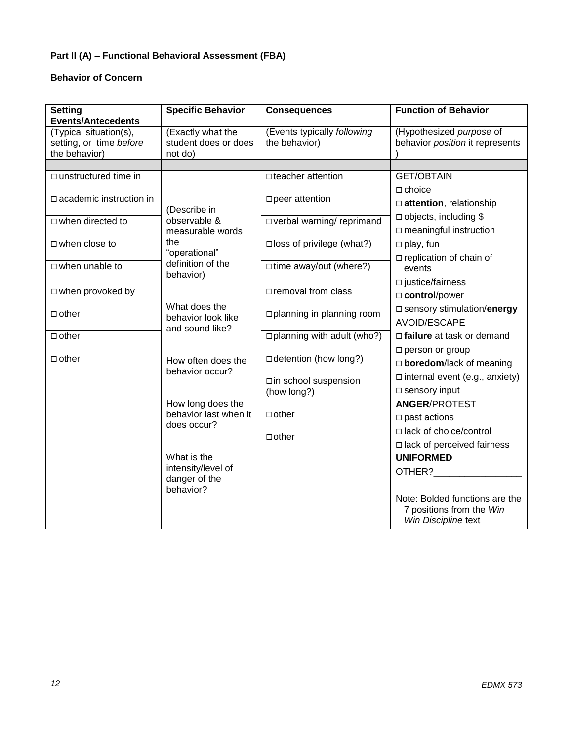**Part II (A) – Functional Behavioral Assessment (FBA)**

**Behavior of Concern** ____________________________________________

| **Setting Events/Antecedents** | **Specific Behavior** | **Consequences** | **Function of Behavior** |
|---|---|---|---|
| (Typical situation(s), setting, or time *before* the behavior) | (Exactly what the student does or does not do) | (Events typically *following* the behavior) | (Hypothesized *purpose* of behavior *position* it represents ) |
| | | | |
| □ unstructured time in<br>□ academic instruction in<br>□ when directed to<br>□ when close to<br>□ when unable to<br>□ when provoked by<br>□ other<br>□ other<br>□ other | (Describe in observable & measurable words the "operational" definition of the behavior)<br><br>What does the behavior look like and sound like?<br><br>How often does the behavior occur?<br><br>How long does the behavior last when it does occur?<br><br>What is the intensity/level of danger of the behavior? | □ teacher attention<br>□ peer attention<br>□ verbal warning/ reprimand<br>□ loss of privilege (what?)<br>□ time away/out (where?)<br>□ removal from class<br>□ planning in planning room<br>□ planning with adult (who?)<br>□ detention (how long?)<br>□ in school suspension (how long?)<br>□ other<br>□ other | GET/OBTAIN<br>□ choice<br>□ **attention**, relationship<br>□ objects, including $<br>□ meaningful instruction<br>□ play, fun<br>□ replication of chain of events<br>□ justice/fairness<br>□ **control**/power<br>□ sensory stimulation/**energy**<br>AVOID/ESCAPE<br>□ **failure** at task or demand<br>□ person or group<br>□ **boredom**/lack of meaning<br>□ internal event (e.g., anxiety)<br>□ sensory input<br>**ANGER**/PROTEST<br>□ past actions<br>□ lack of choice/control<br>□ lack of perceived fairness<br>**UNIFORMED**<br>OTHER?_________________<br><br>Note: Bolded functions are the 7 positions from the *Win Win Discipline* text |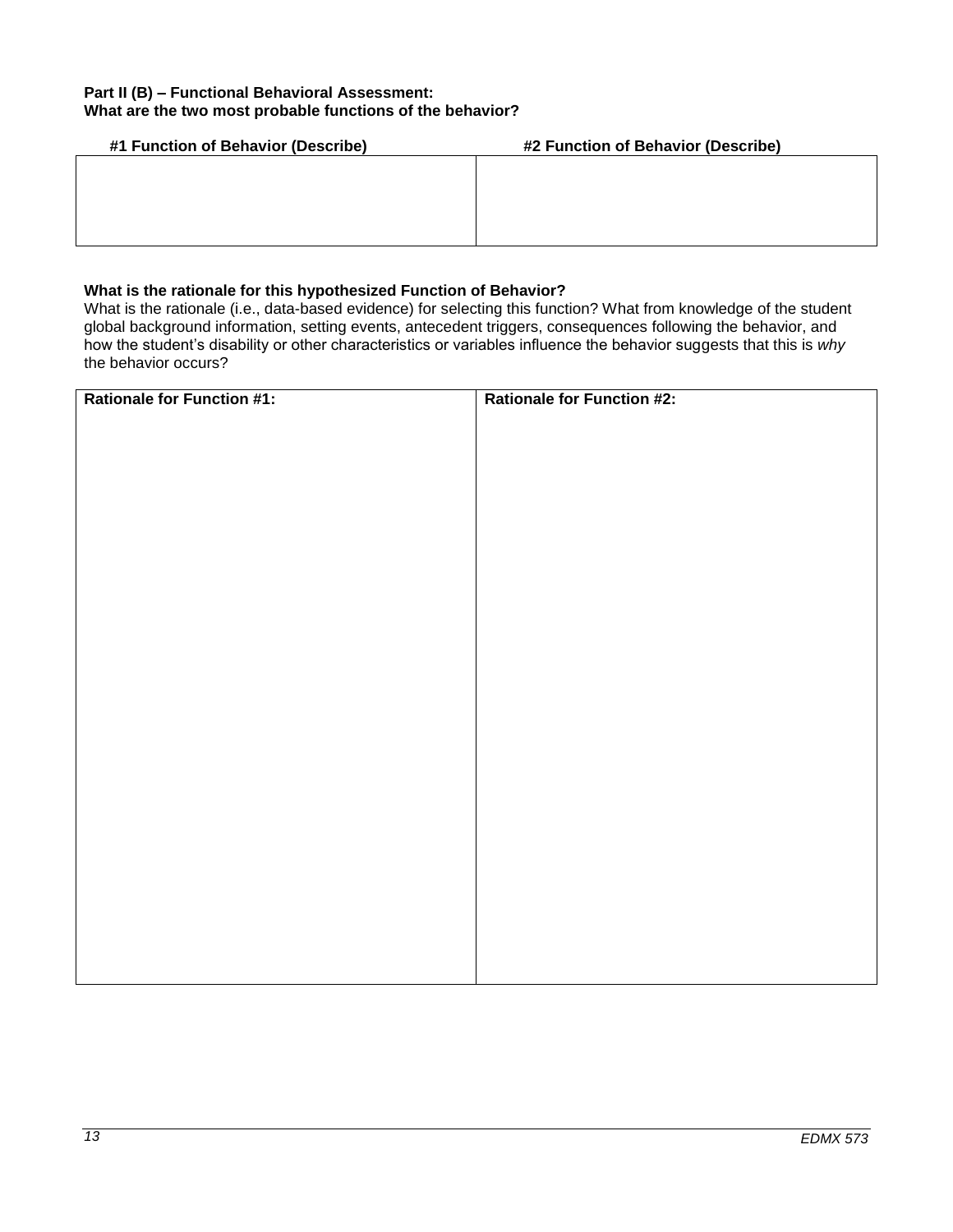**Part II (B) – Functional Behavioral Assessment:**
**What are the two most probable functions of the behavior?**

| #1 Function of Behavior (Describe) | #2 Function of Behavior (Describe) |
|---|---|
| | |

**What is the rationale for this hypothesized Function of Behavior?**
What is the rationale (i.e., data-based evidence) for selecting this function? What from knowledge of the student global background information, setting events, antecedent triggers, consequences following the behavior, and how the student's disability or other characteristics or variables influence the behavior suggests that this is *why* the behavior occurs?

| Rationale for Function #1: | Rationale for Function #2: |
|---|---|
| | |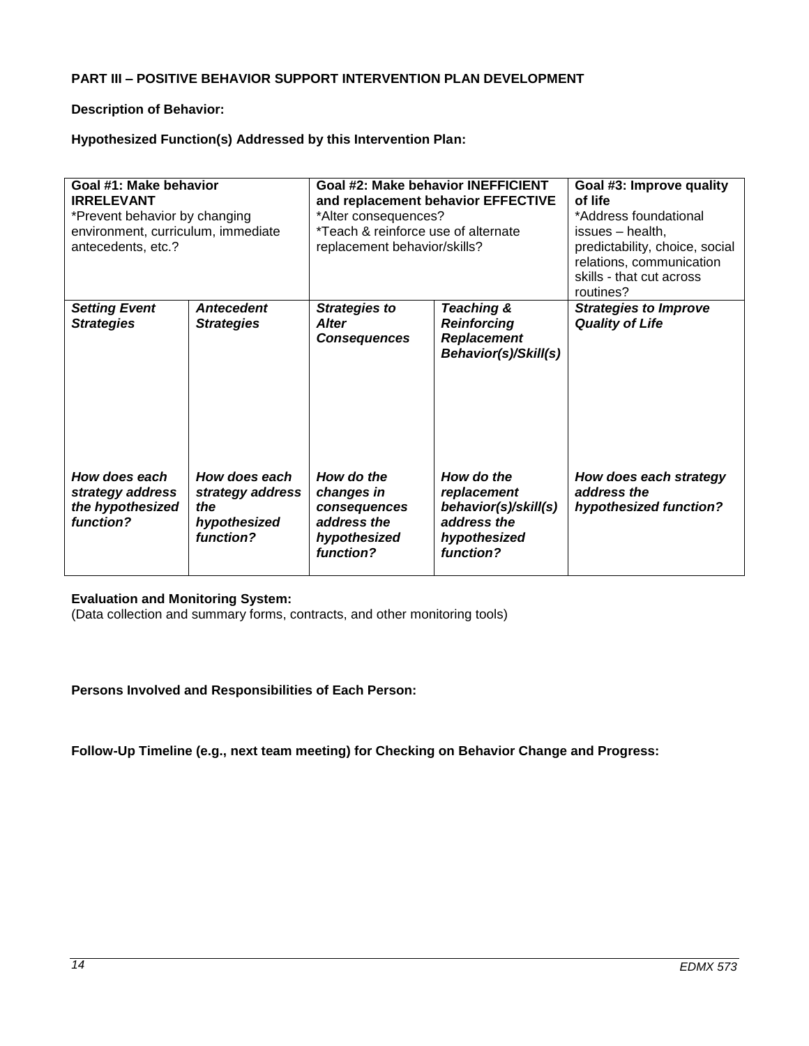**PART III – POSITIVE BEHAVIOR SUPPORT INTERVENTION PLAN DEVELOPMENT**

**Description of Behavior:**

**Hypothesized Function(s) Addressed by this Intervention Plan:**

| **Goal #1: Make behavior IRRELEVANT** *Prevent behavior by changing environment, curriculum, immediate antecedents, etc.? | | **Goal #2: Make behavior INEFFICIENT and replacement behavior EFFECTIVE** *Alter consequences? *Teach & reinforce use of alternate replacement behavior/skills? | | **Goal #3: Improve quality of life** *Address foundational issues – health, predictability, choice, social relations, communication skills - that cut across routines? |
|---|---|---|---|---|
| ***Setting Event Strategies*** | ***Antecedent Strategies*** | ***Strategies to Alter Consequences*** | ***Teaching & Reinforcing Replacement Behavior(s)/Skill(s)*** | ***Strategies to Improve Quality of Life*** |
| ***How does each strategy address the hypothesized function?*** | ***How does each strategy address the hypothesized function?*** | ***How do the changes in consequences address the hypothesized function?*** | ***How do the replacement behavior(s)/skill(s) address the hypothesized function?*** | ***How does each strategy address the hypothesized function?*** |

**Evaluation and Monitoring System:**
(Data collection and summary forms, contracts, and other monitoring tools)

**Persons Involved and Responsibilities of Each Person:**

**Follow-Up Timeline (e.g., next team meeting) for Checking on Behavior Change and Progress:**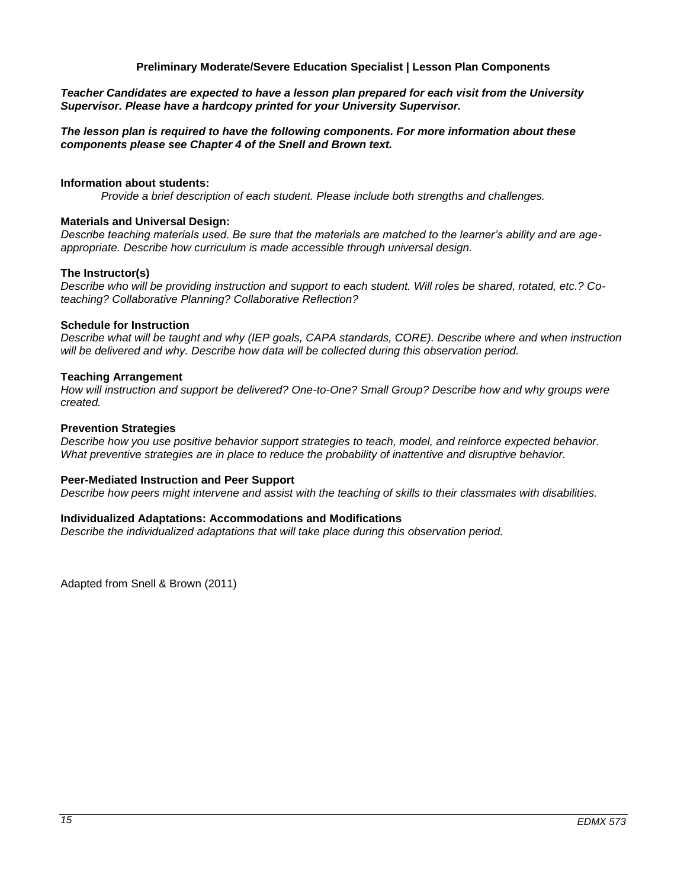## Preliminary Moderate/Severe Education Specialist | Lesson Plan Components

***Teacher Candidates are expected to have a lesson plan prepared for each visit from the University Supervisor. Please have a hardcopy printed for your University Supervisor.***

***The lesson plan is required to have the following components. For more information about these components please see Chapter 4 of the Snell and Brown text.***

**Information about students:**

*Provide a brief description of each student. Please include both strengths and challenges.*

**Materials and Universal Design:**

*Describe teaching materials used. Be sure that the materials are matched to the learner's ability and are age-appropriate. Describe how curriculum is made accessible through universal design.*

**The Instructor(s)**

*Describe who will be providing instruction and support to each student. Will roles be shared, rotated, etc.? Co-teaching? Collaborative Planning? Collaborative Reflection?*

**Schedule for Instruction**

*Describe what will be taught and why (IEP goals, CAPA standards, CORE). Describe where and when instruction will be delivered and why. Describe how data will be collected during this observation period.*

**Teaching Arrangement**

*How will instruction and support be delivered? One-to-One? Small Group? Describe how and why groups were created.*

**Prevention Strategies**

*Describe how you use positive behavior support strategies to teach, model, and reinforce expected behavior. What preventive strategies are in place to reduce the probability of inattentive and disruptive behavior.*

**Peer-Mediated Instruction and Peer Support**

*Describe how peers might intervene and assist with the teaching of skills to their classmates with disabilities.*

**Individualized Adaptations: Accommodations and Modifications**

*Describe the individualized adaptations that will take place during this observation period.*

Adapted from Snell & Brown (2011)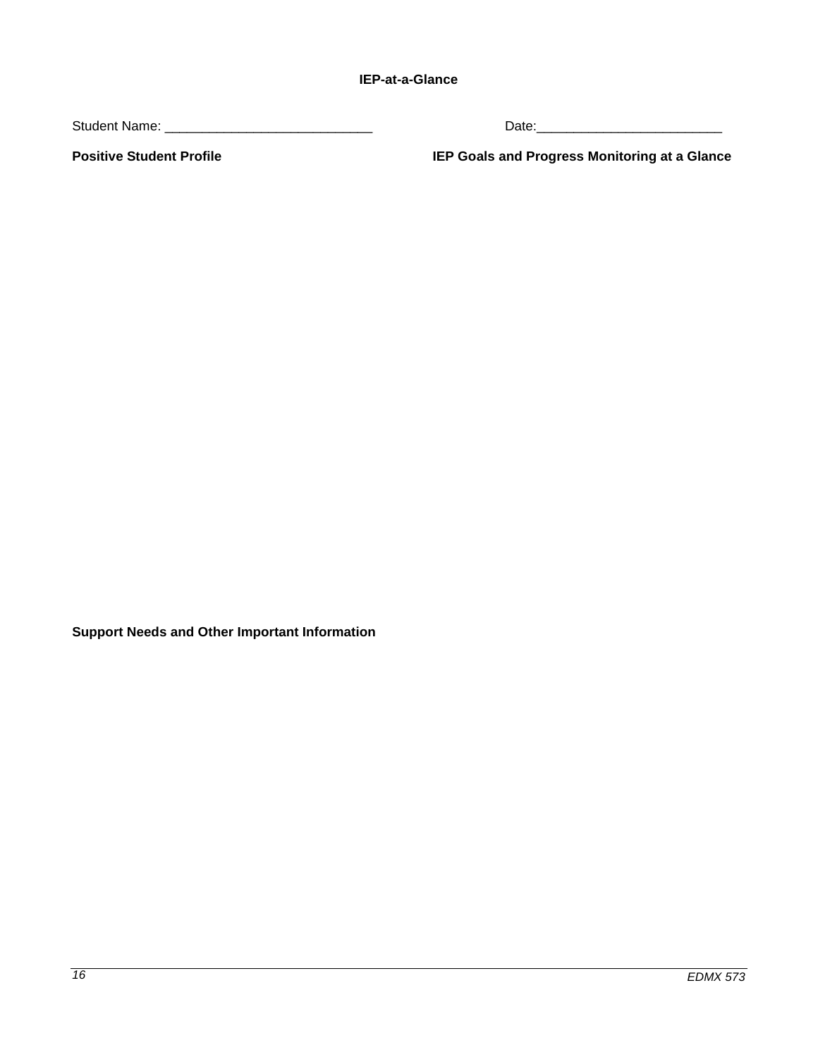**IEP-at-a-Glance**

Student Name: ____________________________ Date:_________________________

**Positive Student Profile**

**IEP Goals and Progress Monitoring at a Glance**

**Support Needs and Other Important Information**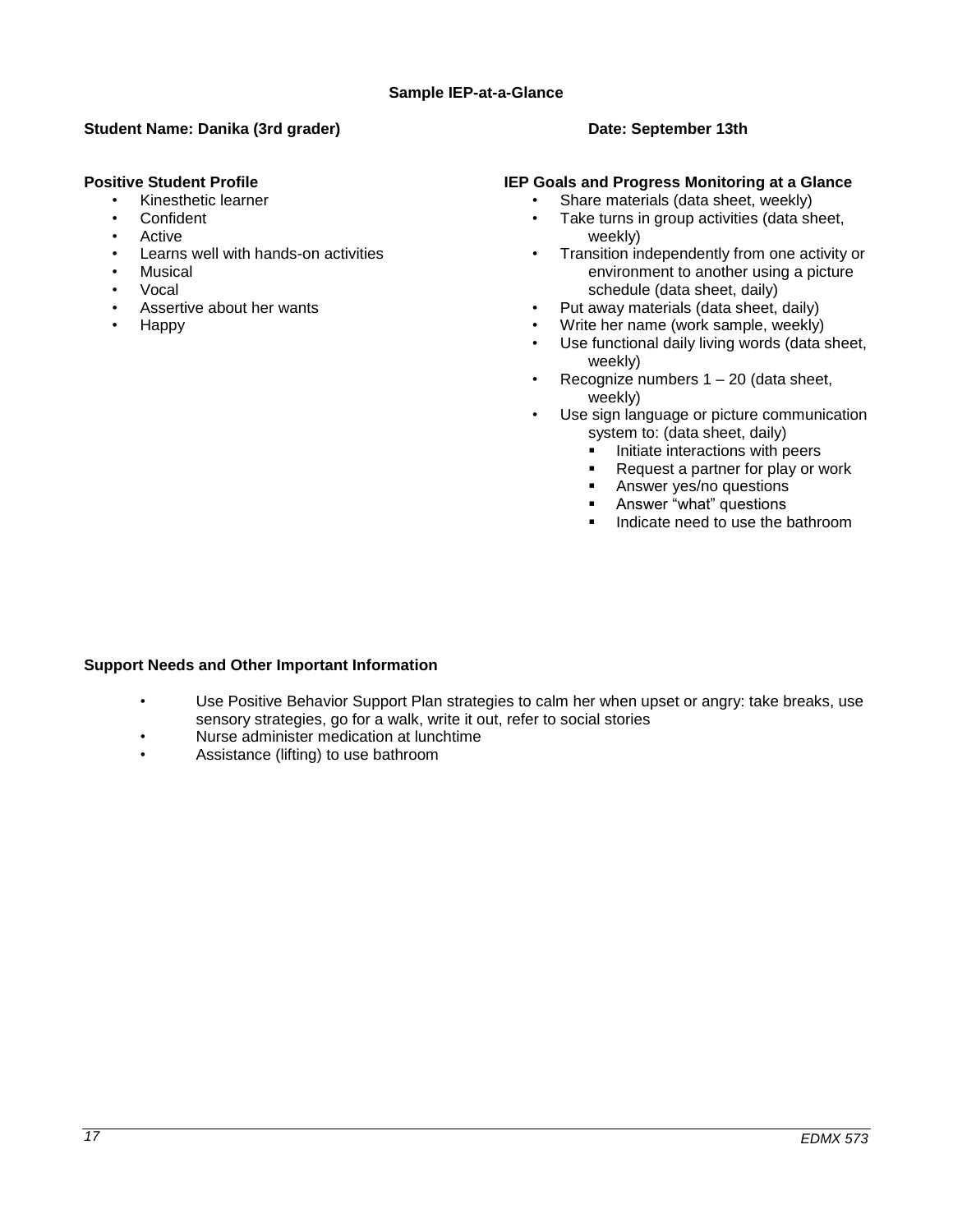**Sample IEP-at-a-Glance**

**Student Name: Danika (3rd grader)** **Date: September 13th**

**Positive Student Profile**

- Kinesthetic learner
- Confident
- Active
- Learns well with hands-on activities
- Musical
- Vocal
- Assertive about her wants
- Happy

**IEP Goals and Progress Monitoring at a Glance**

- Share materials (data sheet, weekly)
- Take turns in group activities (data sheet, weekly)
- Transition independently from one activity or environment to another using a picture schedule (data sheet, daily)
- Put away materials (data sheet, daily)
- Write her name (work sample, weekly)
- Use functional daily living words (data sheet, weekly)
- Recognize numbers 1 – 20 (data sheet, weekly)
- Use sign language or picture communication system to: (data sheet, daily)
  - Initiate interactions with peers
  - Request a partner for play or work
  - Answer yes/no questions
  - Answer "what" questions
  - Indicate need to use the bathroom

**Support Needs and Other Important Information**

- Use Positive Behavior Support Plan strategies to calm her when upset or angry: take breaks, use sensory strategies, go for a walk, write it out, refer to social stories
- Nurse administer medication at lunchtime
- Assistance (lifting) to use bathroom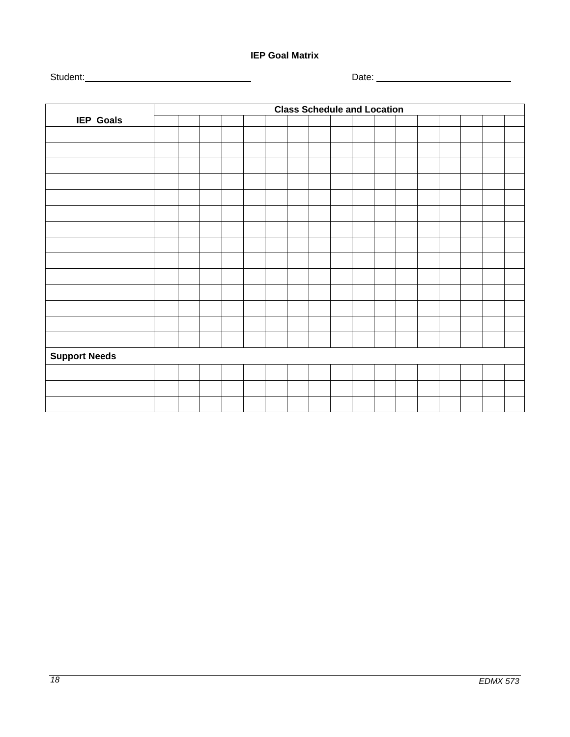**IEP Goal Matrix**

Student: ______________________________ Date: ________________________

| IEP Goals | Class Schedule and Location | | | | | | | | | | | | | | | | |
|---|---|---|---|---|---|---|---|---|---|---|---|---|---|---|---|---|---|
| | | | | | | | | | | | | | | | | | |
| | | | | | | | | | | | | | | | | | |
| | | | | | | | | | | | | | | | | | |
| | | | | | | | | | | | | | | | | | |
| | | | | | | | | | | | | | | | | | |
| | | | | | | | | | | | | | | | | | |
| | | | | | | | | | | | | | | | | | |
| | | | | | | | | | | | | | | | | | |
| | | | | | | | | | | | | | | | | | |
| | | | | | | | | | | | | | | | | | |
| | | | | | | | | | | | | | | | | | |
| | | | | | | | | | | | | | | | | | |
| | | | | | | | | | | | | | | | | | |
| | | | | | | | | | | | | | | | | | |
| | | | | | | | | | | | | | | | | | |
| **Support Needs** | | | | | | | | | | | | | | | | | |
| | | | | | | | | | | | | | | | | | |
| | | | | | | | | | | | | | | | | | |
| | | | | | | | | | | | | | | | | | |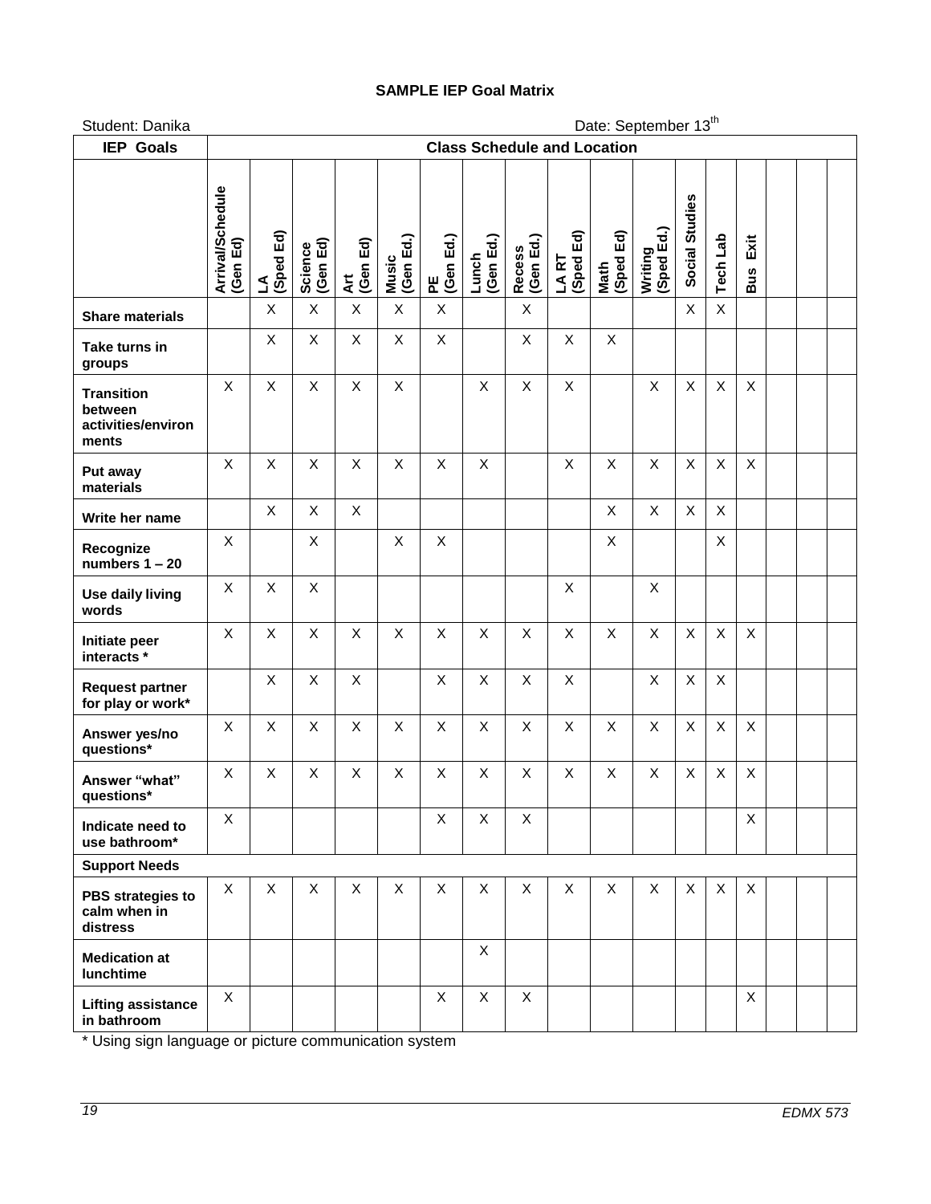## SAMPLE IEP Goal Matrix

Student: Danika  Date: September 13th

| IEP Goals | Class Schedule and Location | | | | | | | | | | | | | | | | |
|---|---|---|---|---|---|---|---|---|---|---|---|---|---|---|---|---|---|
| | Arrival/Schedule (Gen Ed) | LA (Sped Ed) | Science (Gen Ed) | Art (Gen Ed) | Music (Gen Ed.) | PE (Gen Ed.) | Lunch (Gen Ed.) | Recess (Gen Ed.) | LA RT (Sped Ed) | Math (Sped Ed) | Writing (Sped Ed.) | Social Studies | Tech Lab | Bus Exit | | | |
| **Share materials** | | X | X | X | X | X | | X | | | | X | X | | | | |
| **Take turns in groups** | | X | X | X | X | X | | X | X | X | | | | | | | |
| **Transition between activities/environments** | X | X | X | X | X | | X | X | X | | X | X | X | X | | | |
| **Put away materials** | X | X | X | X | X | X | X | | X | X | X | X | X | X | | | |
| **Write her name** | | X | X | X | | | | | | X | X | X | X | | | | |
| **Recognize numbers 1 – 20** | X | | X | | X | X | | | | X | | | X | | | | |
| **Use daily living words** | X | X | X | | | | | | X | | X | | | | | | |
| **Initiate peer interacts \*** | X | X | X | X | X | X | X | X | X | X | X | X | X | X | | | |
| **Request partner for play or work\*** | | X | X | X | | X | X | X | X | | X | X | X | | | | |
| **Answer yes/no questions\*** | X | X | X | X | X | X | X | X | X | X | X | X | X | X | | | |
| **Answer "what" questions\*** | X | X | X | X | X | X | X | X | X | X | X | X | X | X | | | |
| **Indicate need to use bathroom\*** | X | | | | | X | X | X | | | | | | X | | | |
| **Support Needs** | | | | | | | | | | | | | | | | | |
| **PBS strategies to calm when in distress** | X | X | X | X | X | X | X | X | X | X | X | X | X | X | | | |
| **Medication at lunchtime** | | | | | | | X | | | | | | | | | | |
| **Lifting assistance in bathroom** | X | | | | | X | X | X | | | | | | X | | | |

\* Using sign language or picture communication system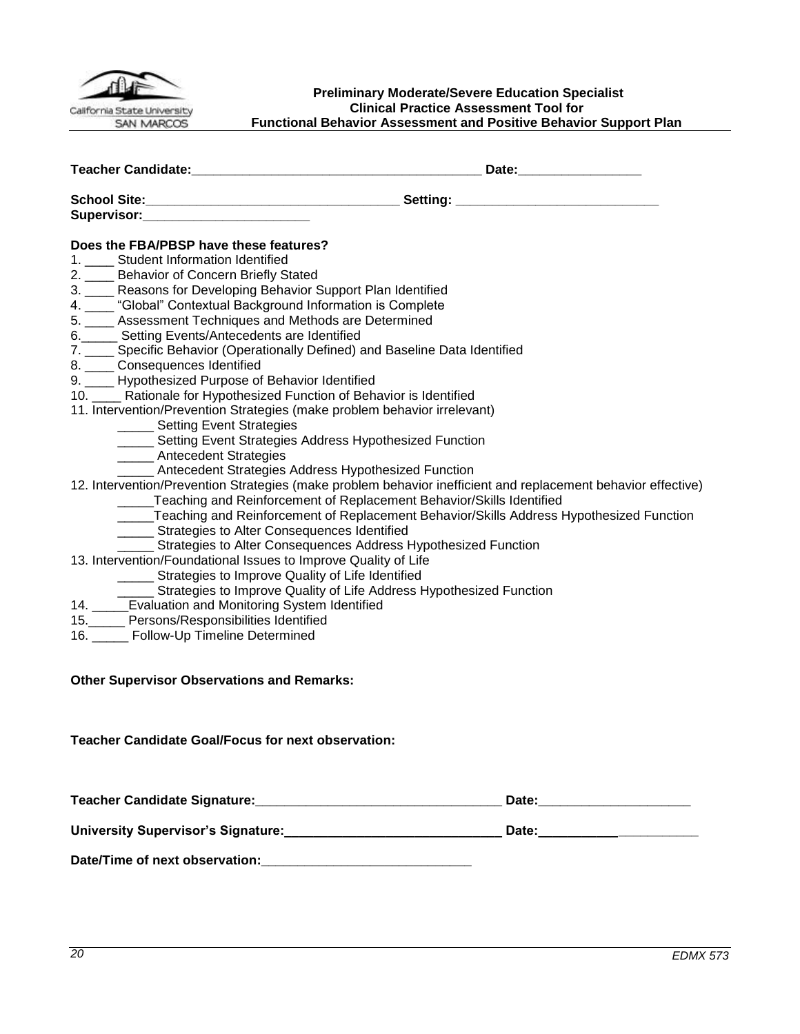California State University SAN MARCOS

**Preliminary Moderate/Severe Education Specialist**
**Clinical Practice Assessment Tool for**
**Functional Behavior Assessment and Positive Behavior Support Plan**

**Teacher Candidate:**_________________________________________ **Date:**_________________

**School Site:**___________________________________ **Setting:** ____________________________
**Supervisor:**_______________________

**Does the FBA/PBSP have these features?**

1. ____ Student Information Identified
2. ____ Behavior of Concern Briefly Stated
3. ____ Reasons for Developing Behavior Support Plan Identified
4. ____ "Global" Contextual Background Information is Complete
5. ____ Assessment Techniques and Methods are Determined
6. _____ Setting Events/Antecedents are Identified
7. ____ Specific Behavior (Operationally Defined) and Baseline Data Identified
8. ____ Consequences Identified
9. ____ Hypothesized Purpose of Behavior Identified
10. ____ Rationale for Hypothesized Function of Behavior is Identified
11. Intervention/Prevention Strategies (make problem behavior irrelevant)
    - _____ Setting Event Strategies
    - _____ Setting Event Strategies Address Hypothesized Function
    - _____ Antecedent Strategies
    - _____ Antecedent Strategies Address Hypothesized Function
12. Intervention/Prevention Strategies (make problem behavior inefficient and replacement behavior effective)
    - _____Teaching and Reinforcement of Replacement Behavior/Skills Identified
    - _____Teaching and Reinforcement of Replacement Behavior/Skills Address Hypothesized Function
    - _____ Strategies to Alter Consequences Identified
    - _____ Strategies to Alter Consequences Address Hypothesized Function
13. Intervention/Foundational Issues to Improve Quality of Life
    - _____ Strategies to Improve Quality of Life Identified
    - _____ Strategies to Improve Quality of Life Address Hypothesized Function
14. _____Evaluation and Monitoring System Identified
15. _____ Persons/Responsibilities Identified
16. _____ Follow-Up Timeline Determined

**Other Supervisor Observations and Remarks:**

**Teacher Candidate Goal/Focus for next observation:**

**Teacher Candidate Signature:**__________________________________ **Date:**_____________________

**University Supervisor's Signature:**_____________________________ **Date:**______________________

**Date/Time of next observation:**_____________________________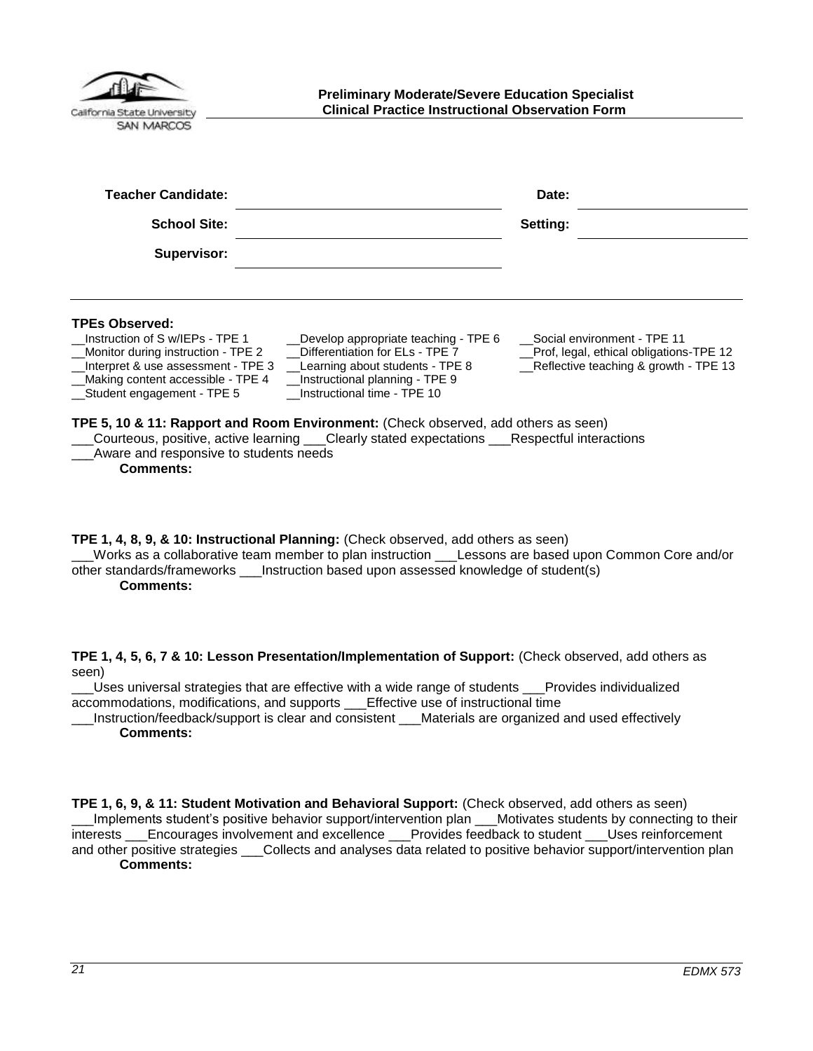**Preliminary Moderate/Severe Education Specialist**
**Clinical Practice Instructional Observation Form**

**Teacher Candidate:** ______________________ **Date:** ______________

**School Site:** ______________________ **Setting:** ______________

**Supervisor:** ______________________

**TPEs Observed:**

__Instruction of S w/IEPs - TPE 1
__Monitor during instruction - TPE 2
__Interpret & use assessment - TPE 3
__Making content accessible - TPE 4
__Student engagement - TPE 5
__Develop appropriate teaching - TPE 6
__Differentiation for ELs - TPE 7
__Learning about students - TPE 8
__Instructional planning - TPE 9
__Instructional time - TPE 10
__Social environment - TPE 11
__Prof, legal, ethical obligations-TPE 12
__Reflective teaching & growth - TPE 13

**TPE 5, 10 & 11: Rapport and Room Environment:** (Check observed, add others as seen)
___Courteous, positive, active learning ___Clearly stated expectations ___Respectful interactions
___Aware and responsive to students needs

**Comments:**

**TPE 1, 4, 8, 9, & 10: Instructional Planning:** (Check observed, add others as seen)
___Works as a collaborative team member to plan instruction ___Lessons are based upon Common Core and/or other standards/frameworks ___Instruction based upon assessed knowledge of student(s)

**Comments:**

**TPE 1, 4, 5, 6, 7 & 10: Lesson Presentation/Implementation of Support:** (Check observed, add others as seen)
___Uses universal strategies that are effective with a wide range of students ___Provides individualized accommodations, modifications, and supports ___Effective use of instructional time
___Instruction/feedback/support is clear and consistent ___Materials are organized and used effectively

**Comments:**

**TPE 1, 6, 9, & 11: Student Motivation and Behavioral Support:** (Check observed, add others as seen)
___Implements student's positive behavior support/intervention plan ___Motivates students by connecting to their interests ___Encourages involvement and excellence ___Provides feedback to student ___Uses reinforcement and other positive strategies ___Collects and analyses data related to positive behavior support/intervention plan

**Comments:**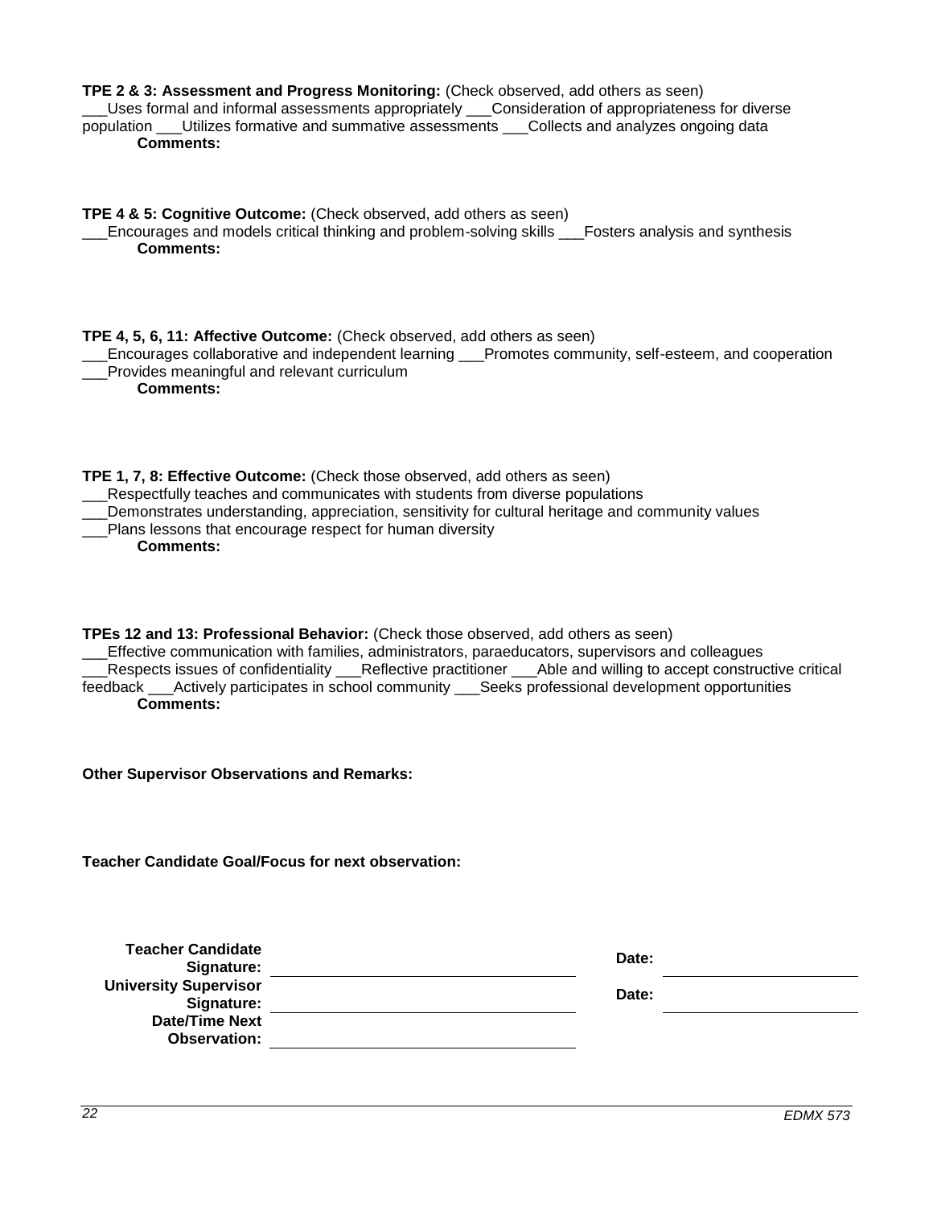**TPE 2 & 3: Assessment and Progress Monitoring:** (Check observed, add others as seen)
___Uses formal and informal assessments appropriately ___Consideration of appropriateness for diverse population ___Utilizes formative and summative assessments ___Collects and analyzes ongoing data

**Comments:**

**TPE 4 & 5: Cognitive Outcome:** (Check observed, add others as seen)
___Encourages and models critical thinking and problem-solving skills ___Fosters analysis and synthesis

**Comments:**

**TPE 4, 5, 6, 11: Affective Outcome:** (Check observed, add others as seen)
___Encourages collaborative and independent learning ___Promotes community, self-esteem, and cooperation
___Provides meaningful and relevant curriculum

**Comments:**

**TPE 1, 7, 8: Effective Outcome:** (Check those observed, add others as seen)
___Respectfully teaches and communicates with students from diverse populations
___Demonstrates understanding, appreciation, sensitivity for cultural heritage and community values
___Plans lessons that encourage respect for human diversity

**Comments:**

**TPEs 12 and 13: Professional Behavior:** (Check those observed, add others as seen)
___Effective communication with families, administrators, paraeducators, supervisors and colleagues
___Respects issues of confidentiality ___Reflective practitioner ___Able and willing to accept constructive critical feedback ___Actively participates in school community ___Seeks professional development opportunities

**Comments:**

**Other Supervisor Observations and Remarks:**

**Teacher Candidate Goal/Focus for next observation:**

| | | | |
|---|---|---|---|
| **Teacher Candidate Signature:** | ____________________ | **Date:** | ____________________ |
| **University Supervisor Signature:** | ____________________ | **Date:** | ____________________ |
| **Date/Time Next Observation:** | ____________________ | | |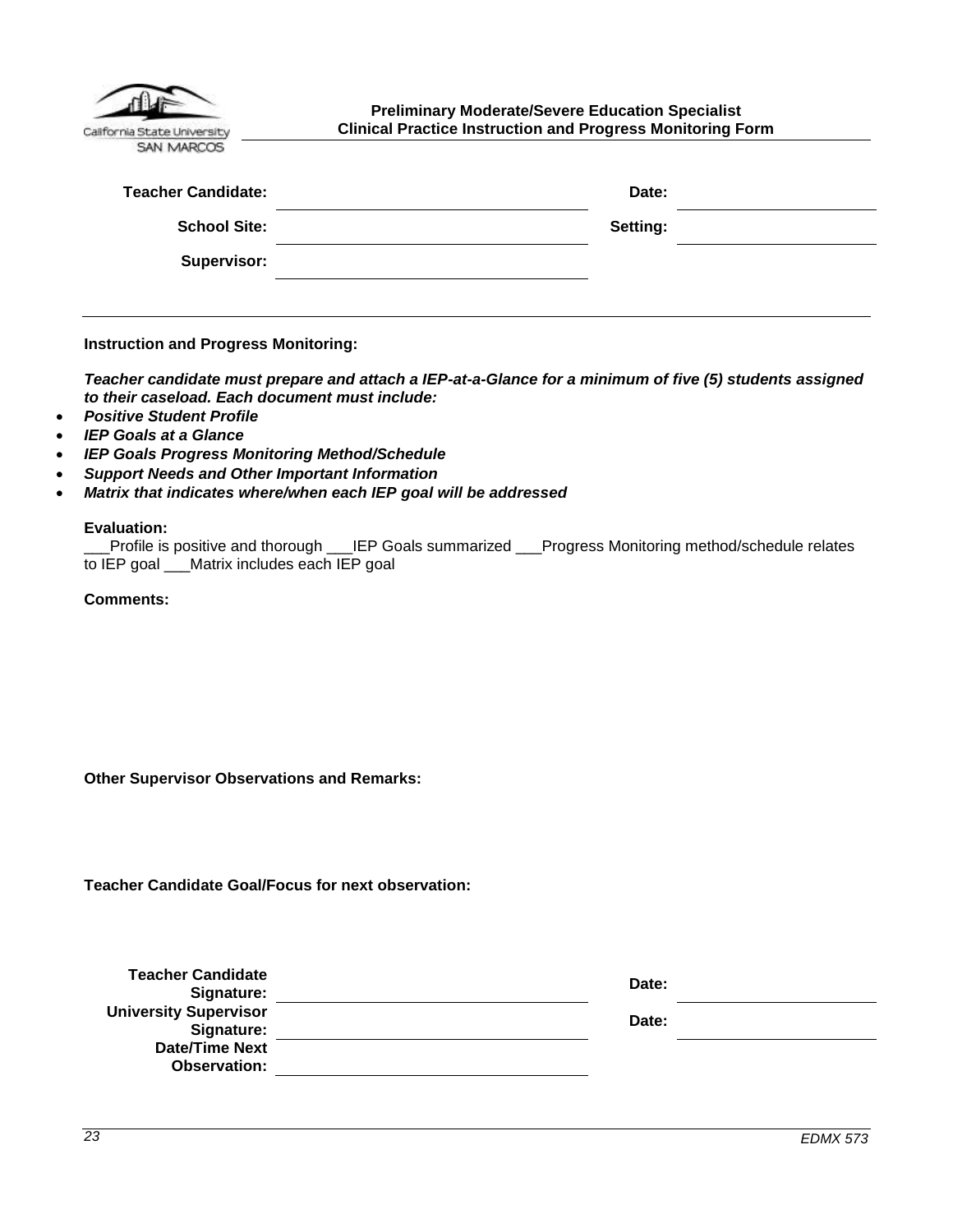California State University SAN MARCOS

**Preliminary Moderate/Severe Education Specialist**
**Clinical Practice Instruction and Progress Monitoring Form**

| | | | |
|---|---|---|---|
| **Teacher Candidate:** | | **Date:** | |
| **School Site:** | | **Setting:** | |
| **Supervisor:** | | | |

---

**Instruction and Progress Monitoring:**

***Teacher candidate must prepare and attach a IEP-at-a-Glance for a minimum of five (5) students assigned to their caseload. Each document must include:***

- ***Positive Student Profile***
- ***IEP Goals at a Glance***
- ***IEP Goals Progress Monitoring Method/Schedule***
- ***Support Needs and Other Important Information***
- ***Matrix that indicates where/when each IEP goal will be addressed***

**Evaluation:**

___Profile is positive and thorough ___IEP Goals summarized ___Progress Monitoring method/schedule relates to IEP goal ___Matrix includes each IEP goal

**Comments:**

**Other Supervisor Observations and Remarks:**

**Teacher Candidate Goal/Focus for next observation:**

| | | | |
|---|---|---|---|
| **Teacher Candidate Signature:** | | **Date:** | |
| **University Supervisor Signature:** | | **Date:** | |
| **Date/Time Next Observation:** | | | |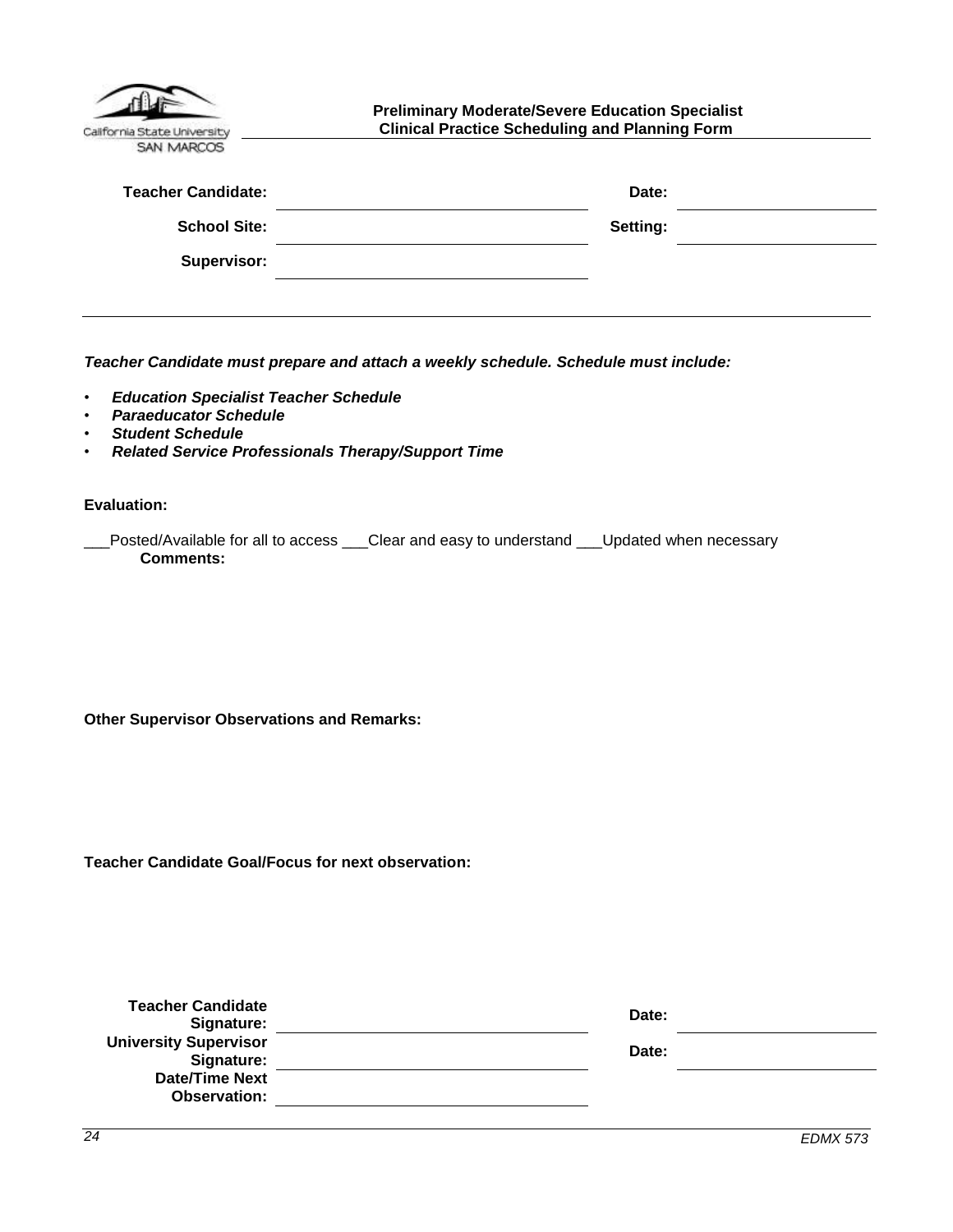California State University SAN MARCOS

**Preliminary Moderate/Severe Education Specialist**
**Clinical Practice Scheduling and Planning Form**

| | | | |
|---|---|---|---|
| **Teacher Candidate:** | | **Date:** | |
| **School Site:** | | **Setting:** | |
| **Supervisor:** | | | |

***Teacher Candidate must prepare and attach a weekly schedule. Schedule must include:***

- ***Education Specialist Teacher Schedule***
- ***Paraeducator Schedule***
- ***Student Schedule***
- ***Related Service Professionals Therapy/Support Time***

**Evaluation:**

___Posted/Available for all to access ___Clear and easy to understand ___Updated when necessary

**Comments:**

**Other Supervisor Observations and Remarks:**

**Teacher Candidate Goal/Focus for next observation:**

| | | | |
|---|---|---|---|
| **Teacher Candidate Signature:** | | **Date:** | |
| **University Supervisor Signature:** | | **Date:** | |
| **Date/Time Next Observation:** | | | |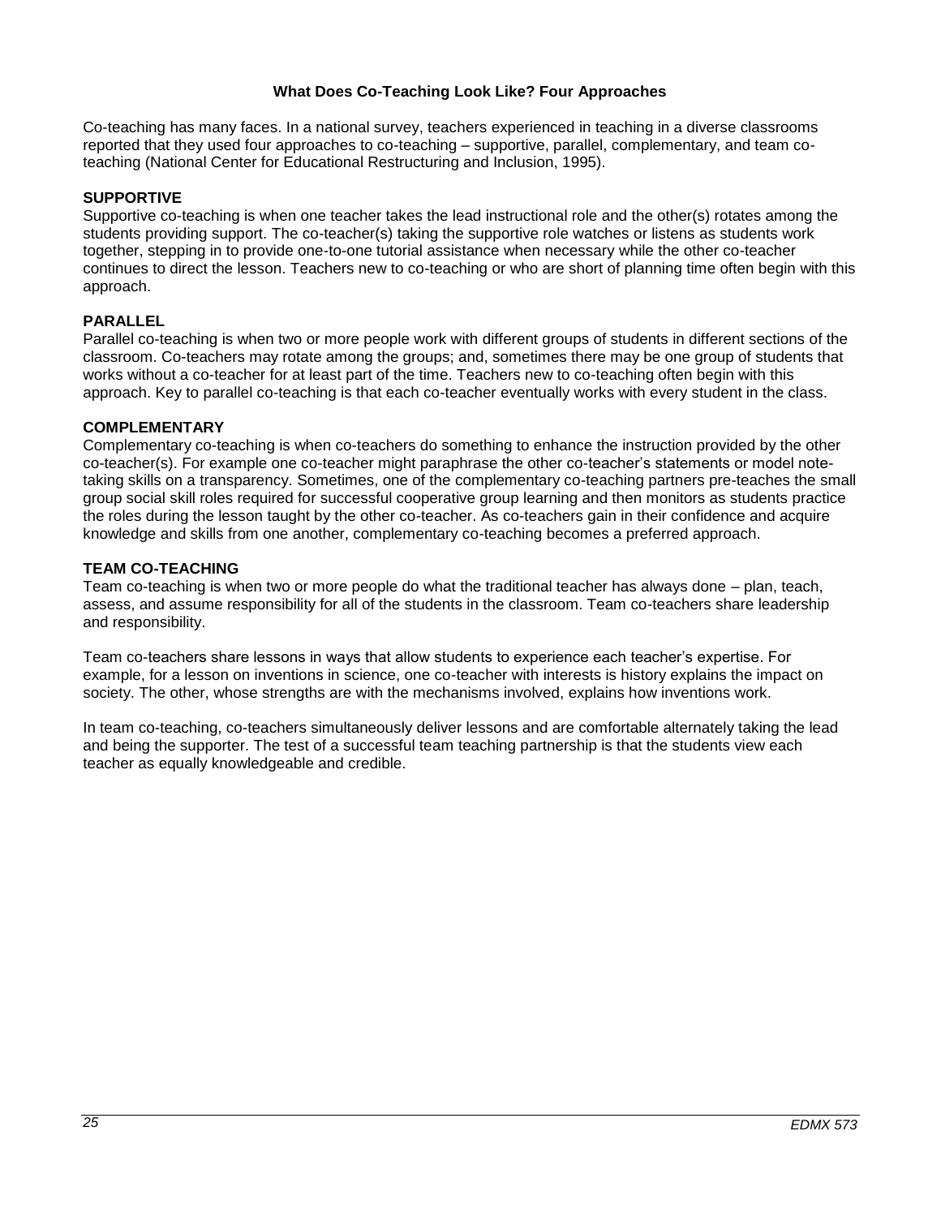## What Does Co-Teaching Look Like? Four Approaches

Co-teaching has many faces. In a national survey, teachers experienced in teaching in a diverse classrooms reported that they used four approaches to co-teaching – supportive, parallel, complementary, and team co-teaching (National Center for Educational Restructuring and Inclusion, 1995).

### SUPPORTIVE

Supportive co-teaching is when one teacher takes the lead instructional role and the other(s) rotates among the students providing support. The co-teacher(s) taking the supportive role watches or listens as students work together, stepping in to provide one-to-one tutorial assistance when necessary while the other co-teacher continues to direct the lesson. Teachers new to co-teaching or who are short of planning time often begin with this approach.

### PARALLEL

Parallel co-teaching is when two or more people work with different groups of students in different sections of the classroom. Co-teachers may rotate among the groups; and, sometimes there may be one group of students that works without a co-teacher for at least part of the time. Teachers new to co-teaching often begin with this approach. Key to parallel co-teaching is that each co-teacher eventually works with every student in the class.

### COMPLEMENTARY

Complementary co-teaching is when co-teachers do something to enhance the instruction provided by the other co-teacher(s). For example one co-teacher might paraphrase the other co-teacher's statements or model note-taking skills on a transparency. Sometimes, one of the complementary co-teaching partners pre-teaches the small group social skill roles required for successful cooperative group learning and then monitors as students practice the roles during the lesson taught by the other co-teacher. As co-teachers gain in their confidence and acquire knowledge and skills from one another, complementary co-teaching becomes a preferred approach.

### TEAM CO-TEACHING

Team co-teaching is when two or more people do what the traditional teacher has always done – plan, teach, assess, and assume responsibility for all of the students in the classroom. Team co-teachers share leadership and responsibility.

Team co-teachers share lessons in ways that allow students to experience each teacher's expertise. For example, for a lesson on inventions in science, one co-teacher with interests is history explains the impact on society. The other, whose strengths are with the mechanisms involved, explains how inventions work.

In team co-teaching, co-teachers simultaneously deliver lessons and are comfortable alternately taking the lead and being the supporter. The test of a successful team teaching partnership is that the students view each teacher as equally knowledgeable and credible.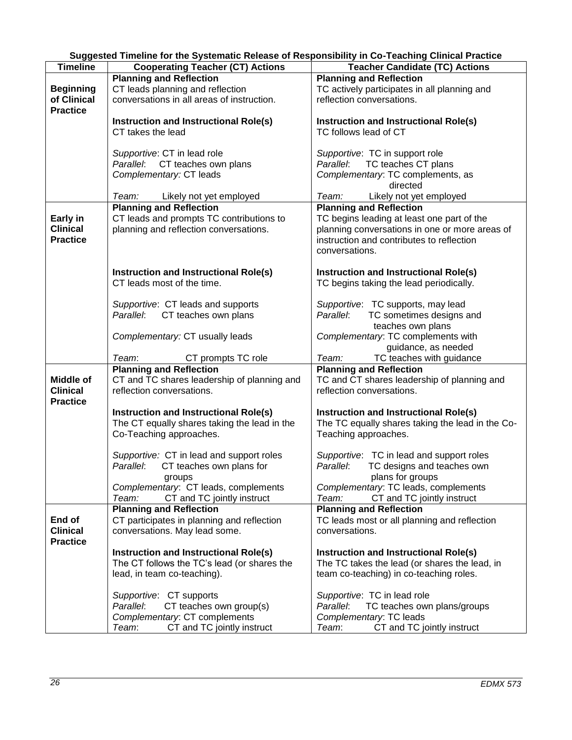**Suggested Timeline for the Systematic Release of Responsibility in Co-Teaching Clinical Practice**

| Timeline | Cooperating Teacher (CT) Actions | Teacher Candidate (TC) Actions |
|---|---|---|
| **Beginning of Clinical Practice** | **Planning and Reflection**<br>CT leads planning and reflection conversations in all areas of instruction.<br><br>**Instruction and Instructional Role(s)**<br>CT takes the lead<br><br>*Supportive*: CT in lead role<br>*Parallel*: CT teaches own plans<br>*Complementary:* CT leads<br><br>*Team:* Likely not yet employed | **Planning and Reflection**<br>TC actively participates in all planning and reflection conversations.<br><br>**Instruction and Instructional Role(s)**<br>TC follows lead of CT<br><br>*Supportive*: TC in support role<br>*Parallel*: TC teaches CT plans<br>*Complementary*: TC complements, as directed<br><br>*Team:* Likely not yet employed |
| **Early in Clinical Practice** | **Planning and Reflection**<br>CT leads and prompts TC contributions to planning and reflection conversations.<br><br>**Instruction and Instructional Role(s)**<br>CT leads most of the time.<br><br>*Supportive*: CT leads and supports<br>*Parallel*: CT teaches own plans<br><br>*Complementary:* CT usually leads<br><br>*Team*: CT prompts TC role | **Planning and Reflection**<br>TC begins leading at least one part of the planning conversations in one or more areas of instruction and contributes to reflection conversations.<br><br>**Instruction and Instructional Role(s)**<br>TC begins taking the lead periodically.<br><br>*Supportive*: TC supports, may lead<br>*Parallel*: TC sometimes designs and teaches own plans<br>*Complementary*: TC complements with guidance, as needed<br>*Team:* TC teaches with guidance |
| **Middle of Clinical Practice** | **Planning and Reflection**<br>CT and TC shares leadership of planning and reflection conversations.<br><br>**Instruction and Instructional Role(s)**<br>The CT equally shares taking the lead in the Co-Teaching approaches.<br><br>*Supportive:* CT in lead and support roles<br>*Parallel*: CT teaches own plans for groups<br>*Complementary*: CT leads, complements<br>*Team:* CT and TC jointly instruct | **Planning and Reflection**<br>TC and CT shares leadership of planning and reflection conversations.<br><br>**Instruction and Instructional Role(s)**<br>The TC equally shares taking the lead in the Co-Teaching approaches.<br><br>*Supportive*: TC in lead and support roles<br>*Parallel*: TC designs and teaches own plans for groups<br>*Complementary*: TC leads, complements<br>*Team:* CT and TC jointly instruct |
| **End of Clinical Practice** | **Planning and Reflection**<br>CT participates in planning and reflection conversations. May lead some.<br><br>**Instruction and Instructional Role(s)**<br>The CT follows the TC's lead (or shares the lead, in team co-teaching).<br><br>*Supportive*: CT supports<br>*Parallel*: CT teaches own group(s)<br>*Complementary*: CT complements<br>*Team*: CT and TC jointly instruct | **Planning and Reflection**<br>TC leads most or all planning and reflection conversations.<br><br>**Instruction and Instructional Role(s)**<br>The TC takes the lead (or shares the lead, in team co-teaching) in co-teaching roles.<br><br>*Supportive*: TC in lead role<br>*Parallel*: TC teaches own plans/groups<br>*Complementary*: TC leads<br>*Team*: CT and TC jointly instruct |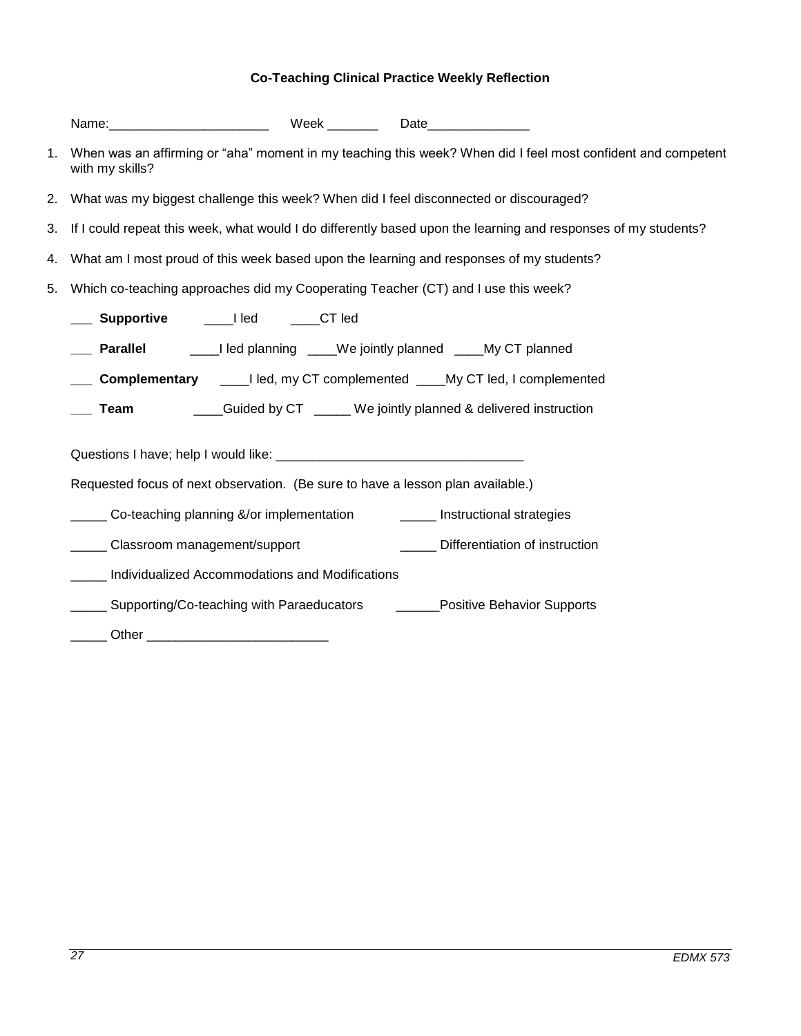**Co-Teaching Clinical Practice Weekly Reflection**

Name:______________________ Week _______ Date______________

1. When was an affirming or "aha" moment in my teaching this week? When did I feel most confident and competent with my skills?
2. What was my biggest challenge this week? When did I feel disconnected or discouraged?
3. If I could repeat this week, what would I do differently based upon the learning and responses of my students?
4. What am I most proud of this week based upon the learning and responses of my students?
5. Which co-teaching approaches did my Cooperating Teacher (CT) and I use this week?

___ **Supportive** ____I led ____CT led

___ **Parallel** ____I led planning ____We jointly planned ____My CT planned

___ **Complementary** ____I led, my CT complemented ____My CT led, I complemented

___ **Team** ____Guided by CT _____ We jointly planned & delivered instruction

Questions I have; help I would like: __________________________________

Requested focus of next observation. (Be sure to have a lesson plan available.)

_____ Co-teaching planning &/or implementation _____ Instructional strategies

_____ Classroom management/support _____ Differentiation of instruction

_____ Individualized Accommodations and Modifications

_____ Supporting/Co-teaching with Paraeducators ______Positive Behavior Supports

_____ Other _________________________